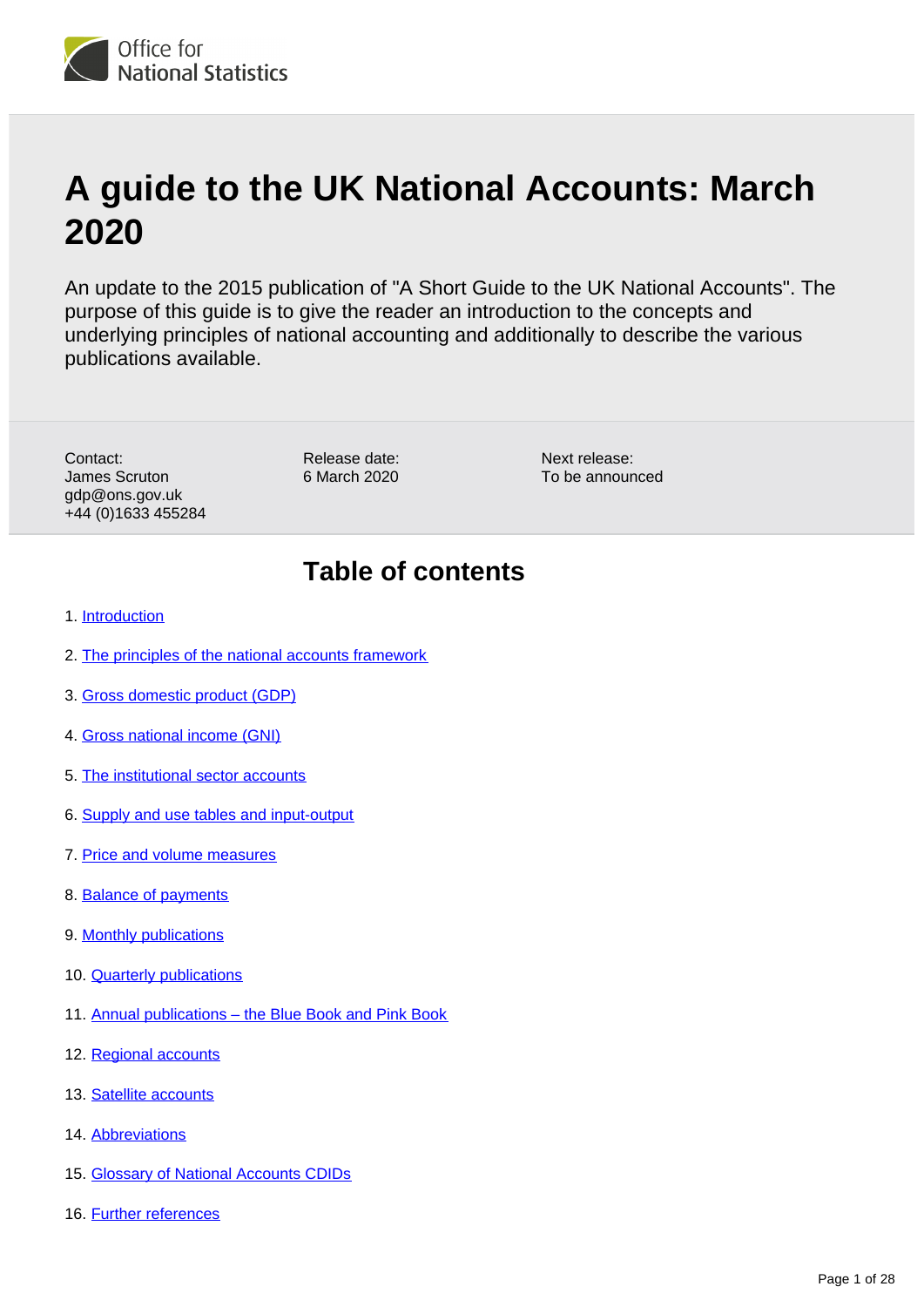Office for National Statistics

# A guide to the UK National Accounts: March 2020

An update to the 2015 publication of "A Short Guide to the UK National Accounts". The purpose of this guide is to give the reader an introduction to the concepts and underlying principles of national accounting and additionally to describe the various publications available.

Contact:
James Scruton
gdp@ons.gov.uk
+44 (0)1633 455284

Release date:
6 March 2020

Next release:
To be announced

## Table of contents

1. Introduction
2. The principles of the national accounts framework
3. Gross domestic product (GDP)
4. Gross national income (GNI)
5. The institutional sector accounts
6. Supply and use tables and input-output
7. Price and volume measures
8. Balance of payments
9. Monthly publications
10. Quarterly publications
11. Annual publications – the Blue Book and Pink Book
12. Regional accounts
13. Satellite accounts
14. Abbreviations
15. Glossary of National Accounts CDIDs
16. Further references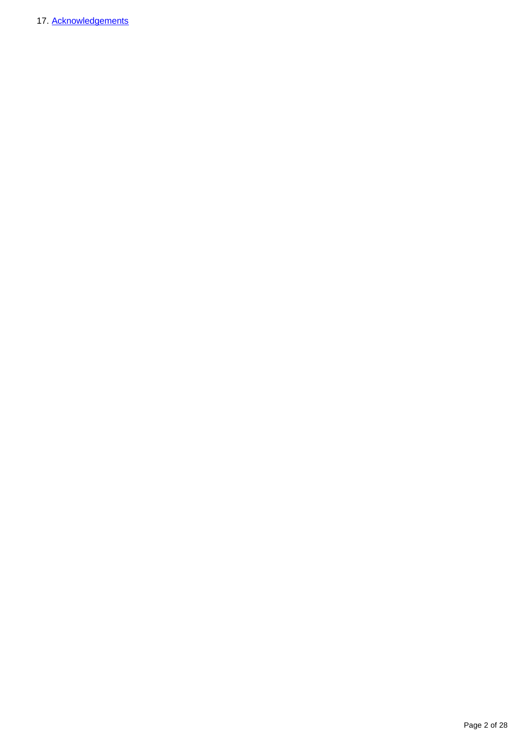17. Acknowledgements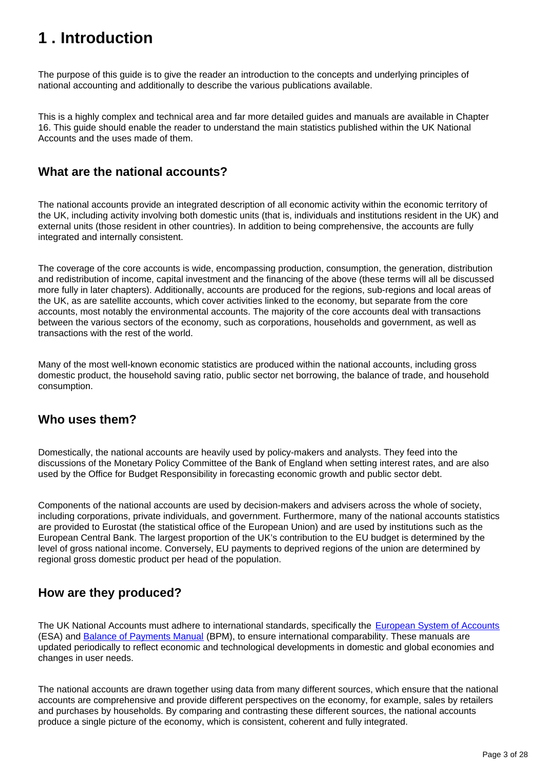# 1 . Introduction

The purpose of this guide is to give the reader an introduction to the concepts and underlying principles of national accounting and additionally to describe the various publications available.

This is a highly complex and technical area and far more detailed guides and manuals are available in Chapter 16. This guide should enable the reader to understand the main statistics published within the UK National Accounts and the uses made of them.

## What are the national accounts?

The national accounts provide an integrated description of all economic activity within the economic territory of the UK, including activity involving both domestic units (that is, individuals and institutions resident in the UK) and external units (those resident in other countries). In addition to being comprehensive, the accounts are fully integrated and internally consistent.

The coverage of the core accounts is wide, encompassing production, consumption, the generation, distribution and redistribution of income, capital investment and the financing of the above (these terms will all be discussed more fully in later chapters). Additionally, accounts are produced for the regions, sub-regions and local areas of the UK, as are satellite accounts, which cover activities linked to the economy, but separate from the core accounts, most notably the environmental accounts. The majority of the core accounts deal with transactions between the various sectors of the economy, such as corporations, households and government, as well as transactions with the rest of the world.

Many of the most well-known economic statistics are produced within the national accounts, including gross domestic product, the household saving ratio, public sector net borrowing, the balance of trade, and household consumption.

## Who uses them?

Domestically, the national accounts are heavily used by policy-makers and analysts. They feed into the discussions of the Monetary Policy Committee of the Bank of England when setting interest rates, and are also used by the Office for Budget Responsibility in forecasting economic growth and public sector debt.

Components of the national accounts are used by decision-makers and advisers across the whole of society, including corporations, private individuals, and government. Furthermore, many of the national accounts statistics are provided to Eurostat (the statistical office of the European Union) and are used by institutions such as the European Central Bank. The largest proportion of the UK's contribution to the EU budget is determined by the level of gross national income. Conversely, EU payments to deprived regions of the union are determined by regional gross domestic product per head of the population.

## How are they produced?

The UK National Accounts must adhere to international standards, specifically the European System of Accounts (ESA) and Balance of Payments Manual (BPM), to ensure international comparability. These manuals are updated periodically to reflect economic and technological developments in domestic and global economies and changes in user needs.

The national accounts are drawn together using data from many different sources, which ensure that the national accounts are comprehensive and provide different perspectives on the economy, for example, sales by retailers and purchases by households. By comparing and contrasting these different sources, the national accounts produce a single picture of the economy, which is consistent, coherent and fully integrated.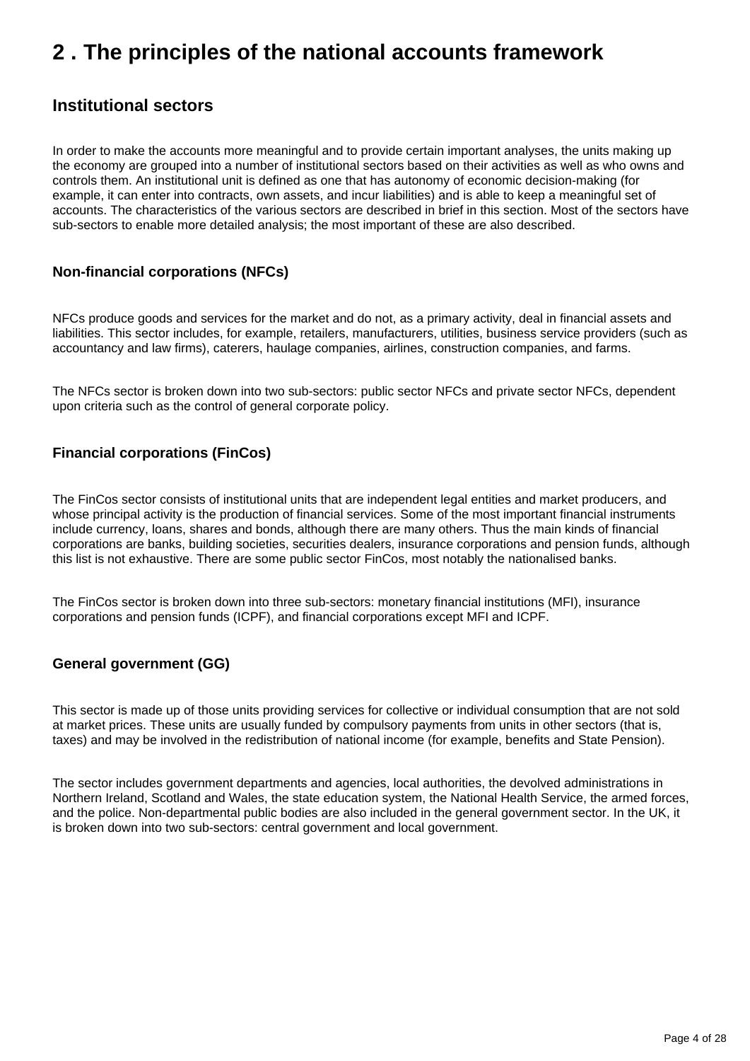## 2 . The principles of the national accounts framework

### Institutional sectors

In order to make the accounts more meaningful and to provide certain important analyses, the units making up the economy are grouped into a number of institutional sectors based on their activities as well as who owns and controls them. An institutional unit is defined as one that has autonomy of economic decision-making (for example, it can enter into contracts, own assets, and incur liabilities) and is able to keep a meaningful set of accounts. The characteristics of the various sectors are described in brief in this section. Most of the sectors have sub-sectors to enable more detailed analysis; the most important of these are also described.

#### Non-financial corporations (NFCs)

NFCs produce goods and services for the market and do not, as a primary activity, deal in financial assets and liabilities. This sector includes, for example, retailers, manufacturers, utilities, business service providers (such as accountancy and law firms), caterers, haulage companies, airlines, construction companies, and farms.

The NFCs sector is broken down into two sub-sectors: public sector NFCs and private sector NFCs, dependent upon criteria such as the control of general corporate policy.

#### Financial corporations (FinCos)

The FinCos sector consists of institutional units that are independent legal entities and market producers, and whose principal activity is the production of financial services. Some of the most important financial instruments include currency, loans, shares and bonds, although there are many others. Thus the main kinds of financial corporations are banks, building societies, securities dealers, insurance corporations and pension funds, although this list is not exhaustive. There are some public sector FinCos, most notably the nationalised banks.

The FinCos sector is broken down into three sub-sectors: monetary financial institutions (MFI), insurance corporations and pension funds (ICPF), and financial corporations except MFI and ICPF.

#### General government (GG)

This sector is made up of those units providing services for collective or individual consumption that are not sold at market prices. These units are usually funded by compulsory payments from units in other sectors (that is, taxes) and may be involved in the redistribution of national income (for example, benefits and State Pension).

The sector includes government departments and agencies, local authorities, the devolved administrations in Northern Ireland, Scotland and Wales, the state education system, the National Health Service, the armed forces, and the police. Non-departmental public bodies are also included in the general government sector. In the UK, it is broken down into two sub-sectors: central government and local government.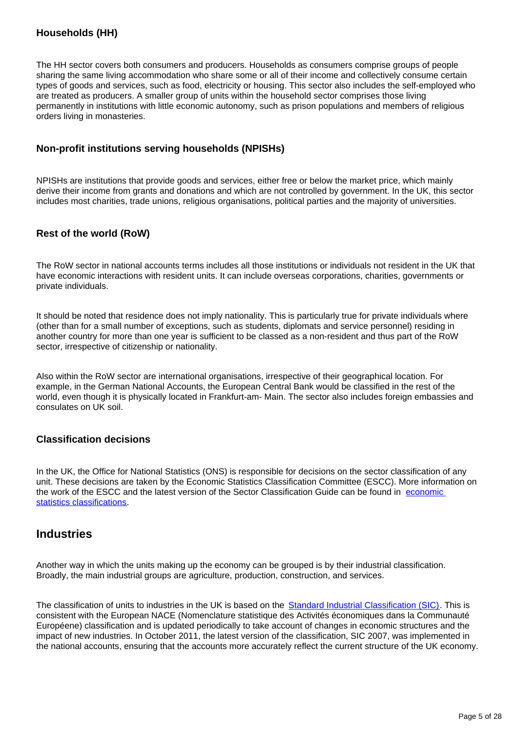### Households (HH)

The HH sector covers both consumers and producers. Households as consumers comprise groups of people sharing the same living accommodation who share some or all of their income and collectively consume certain types of goods and services, such as food, electricity or housing. This sector also includes the self-employed who are treated as producers. A smaller group of units within the household sector comprises those living permanently in institutions with little economic autonomy, such as prison populations and members of religious orders living in monasteries.

### Non-profit institutions serving households (NPISHs)

NPISHs are institutions that provide goods and services, either free or below the market price, which mainly derive their income from grants and donations and which are not controlled by government. In the UK, this sector includes most charities, trade unions, religious organisations, political parties and the majority of universities.

### Rest of the world (RoW)

The RoW sector in national accounts terms includes all those institutions or individuals not resident in the UK that have economic interactions with resident units. It can include overseas corporations, charities, governments or private individuals.

It should be noted that residence does not imply nationality. This is particularly true for private individuals where (other than for a small number of exceptions, such as students, diplomats and service personnel) residing in another country for more than one year is sufficient to be classed as a non-resident and thus part of the RoW sector, irrespective of citizenship or nationality.

Also within the RoW sector are international organisations, irrespective of their geographical location. For example, in the German National Accounts, the European Central Bank would be classified in the rest of the world, even though it is physically located in Frankfurt-am- Main. The sector also includes foreign embassies and consulates on UK soil.

### Classification decisions

In the UK, the Office for National Statistics (ONS) is responsible for decisions on the sector classification of any unit. These decisions are taken by the Economic Statistics Classification Committee (ESCC). More information on the work of the ESCC and the latest version of the Sector Classification Guide can be found in [economic statistics classifications](#).

## Industries

Another way in which the units making up the economy can be grouped is by their industrial classification. Broadly, the main industrial groups are agriculture, production, construction, and services.

The classification of units to industries in the UK is based on the [Standard Industrial Classification (SIC)](#). This is consistent with the European NACE (Nomenclature statistique des Activités économiques dans la Communauté Européene) classification and is updated periodically to take account of changes in economic structures and the impact of new industries. In October 2011, the latest version of the classification, SIC 2007, was implemented in the national accounts, ensuring that the accounts more accurately reflect the current structure of the UK economy.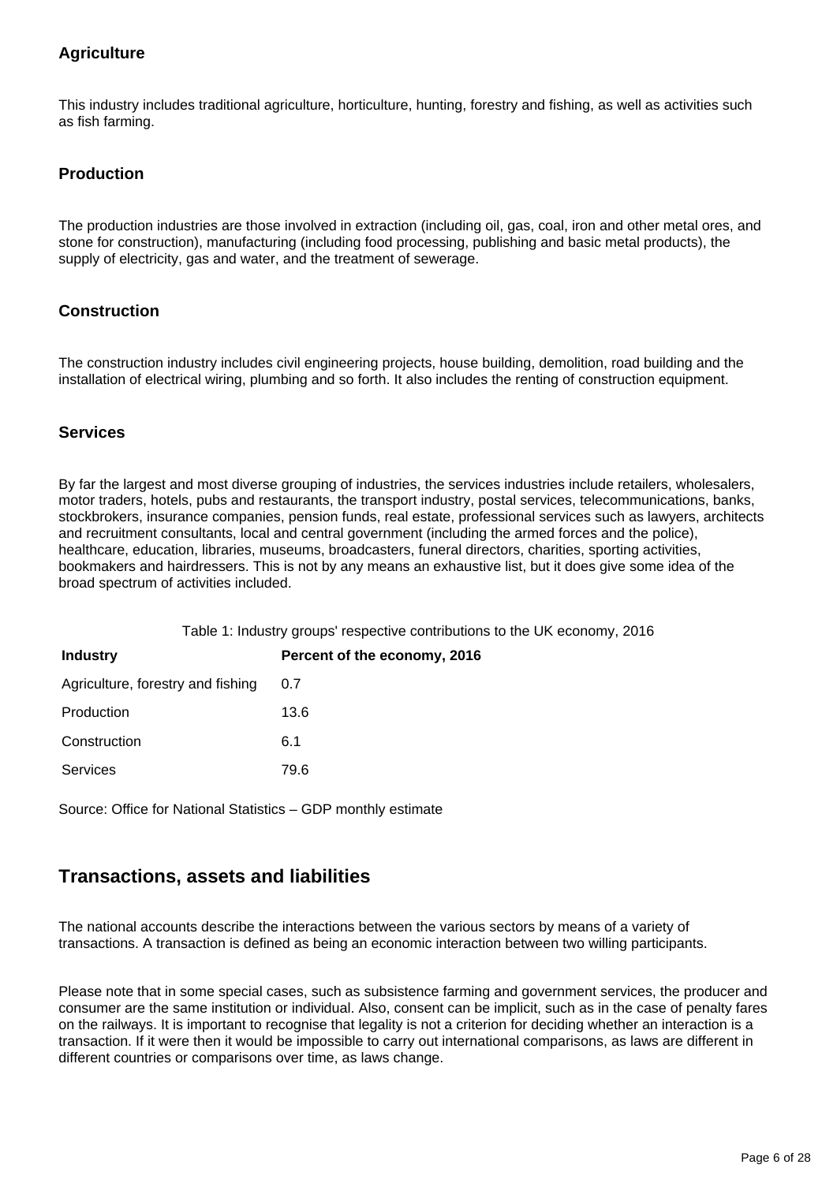### Agriculture

This industry includes traditional agriculture, horticulture, hunting, forestry and fishing, as well as activities such as fish farming.

### Production

The production industries are those involved in extraction (including oil, gas, coal, iron and other metal ores, and stone for construction), manufacturing (including food processing, publishing and basic metal products), the supply of electricity, gas and water, and the treatment of sewerage.

### Construction

The construction industry includes civil engineering projects, house building, demolition, road building and the installation of electrical wiring, plumbing and so forth. It also includes the renting of construction equipment.

### Services

By far the largest and most diverse grouping of industries, the services industries include retailers, wholesalers, motor traders, hotels, pubs and restaurants, the transport industry, postal services, telecommunications, banks, stockbrokers, insurance companies, pension funds, real estate, professional services such as lawyers, architects and recruitment consultants, local and central government (including the armed forces and the police), healthcare, education, libraries, museums, broadcasters, funeral directors, charities, sporting activities, bookmakers and hairdressers. This is not by any means an exhaustive list, but it does give some idea of the broad spectrum of activities included.

Table 1: Industry groups' respective contributions to the UK economy, 2016

| Industry | Percent of the economy, 2016 |
| --- | --- |
| Agriculture, forestry and fishing | 0.7 |
| Production | 13.6 |
| Construction | 6.1 |
| Services | 79.6 |

Source: Office for National Statistics – GDP monthly estimate

## Transactions, assets and liabilities

The national accounts describe the interactions between the various sectors by means of a variety of transactions. A transaction is defined as being an economic interaction between two willing participants.

Please note that in some special cases, such as subsistence farming and government services, the producer and consumer are the same institution or individual. Also, consent can be implicit, such as in the case of penalty fares on the railways. It is important to recognise that legality is not a criterion for deciding whether an interaction is a transaction. If it were then it would be impossible to carry out international comparisons, as laws are different in different countries or comparisons over time, as laws change.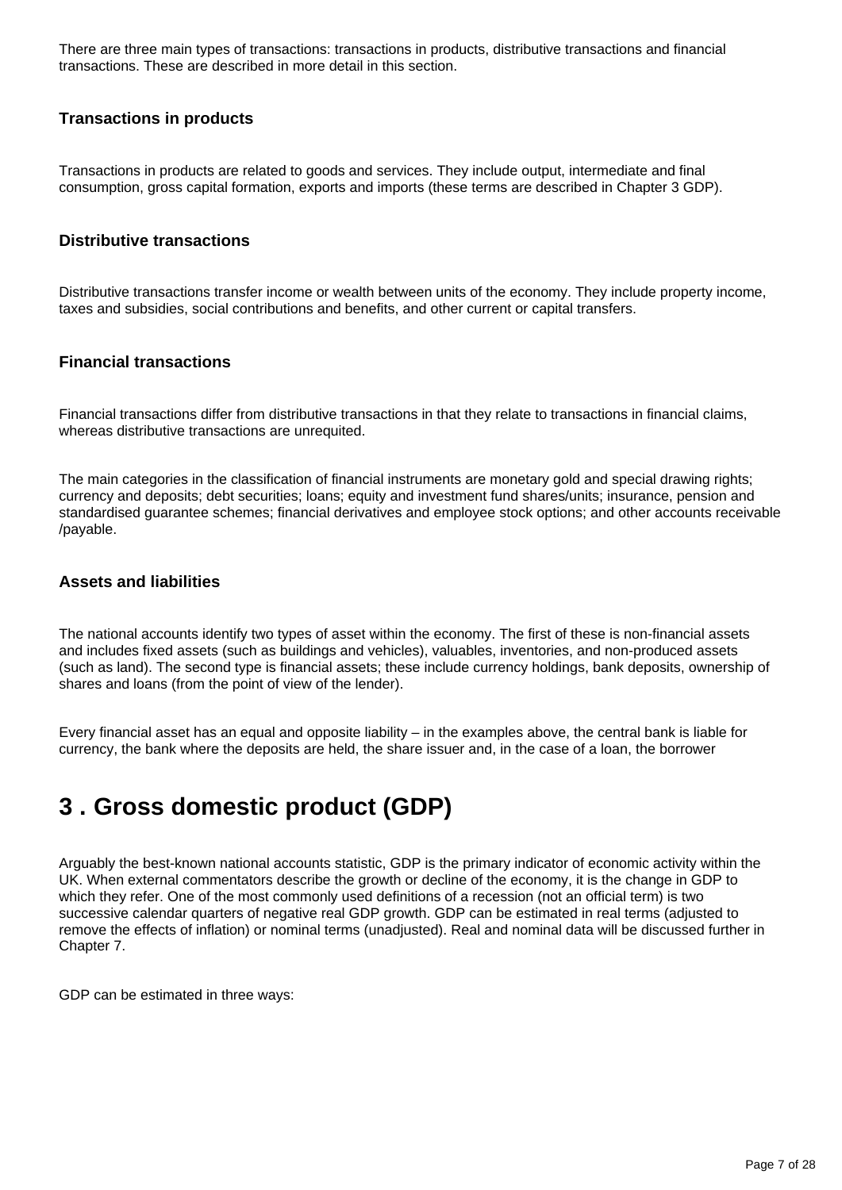There are three main types of transactions: transactions in products, distributive transactions and financial transactions. These are described in more detail in this section.

### Transactions in products

Transactions in products are related to goods and services. They include output, intermediate and final consumption, gross capital formation, exports and imports (these terms are described in Chapter 3 GDP).

### Distributive transactions

Distributive transactions transfer income or wealth between units of the economy. They include property income, taxes and subsidies, social contributions and benefits, and other current or capital transfers.

### Financial transactions

Financial transactions differ from distributive transactions in that they relate to transactions in financial claims, whereas distributive transactions are unrequited.

The main categories in the classification of financial instruments are monetary gold and special drawing rights; currency and deposits; debt securities; loans; equity and investment fund shares/units; insurance, pension and standardised guarantee schemes; financial derivatives and employee stock options; and other accounts receivable /payable.

### Assets and liabilities

The national accounts identify two types of asset within the economy. The first of these is non-financial assets and includes fixed assets (such as buildings and vehicles), valuables, inventories, and non-produced assets (such as land). The second type is financial assets; these include currency holdings, bank deposits, ownership of shares and loans (from the point of view of the lender).

Every financial asset has an equal and opposite liability – in the examples above, the central bank is liable for currency, the bank where the deposits are held, the share issuer and, in the case of a loan, the borrower

## 3 . Gross domestic product (GDP)

Arguably the best-known national accounts statistic, GDP is the primary indicator of economic activity within the UK. When external commentators describe the growth or decline of the economy, it is the change in GDP to which they refer. One of the most commonly used definitions of a recession (not an official term) is two successive calendar quarters of negative real GDP growth. GDP can be estimated in real terms (adjusted to remove the effects of inflation) or nominal terms (unadjusted). Real and nominal data will be discussed further in Chapter 7.

GDP can be estimated in three ways: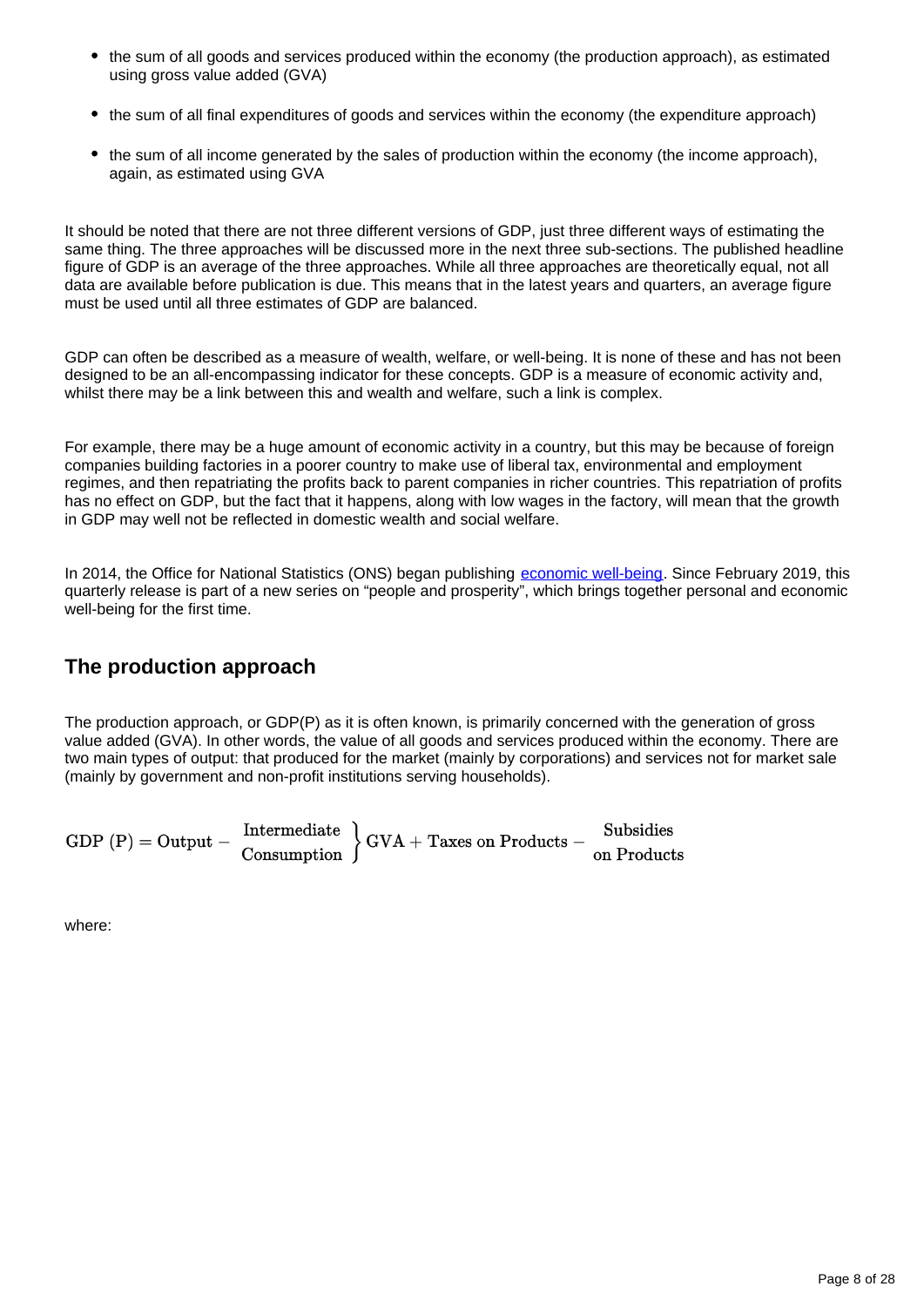- the sum of all goods and services produced within the economy (the production approach), as estimated using gross value added (GVA)
- the sum of all final expenditures of goods and services within the economy (the expenditure approach)
- the sum of all income generated by the sales of production within the economy (the income approach), again, as estimated using GVA

It should be noted that there are not three different versions of GDP, just three different ways of estimating the same thing. The three approaches will be discussed more in the next three sub-sections. The published headline figure of GDP is an average of the three approaches. While all three approaches are theoretically equal, not all data are available before publication is due. This means that in the latest years and quarters, an average figure must be used until all three estimates of GDP are balanced.

GDP can often be described as a measure of wealth, welfare, or well-being. It is none of these and has not been designed to be an all-encompassing indicator for these concepts. GDP is a measure of economic activity and, whilst there may be a link between this and wealth and welfare, such a link is complex.

For example, there may be a huge amount of economic activity in a country, but this may be because of foreign companies building factories in a poorer country to make use of liberal tax, environmental and employment regimes, and then repatriating the profits back to parent companies in richer countries. This repatriation of profits has no effect on GDP, but the fact that it happens, along with low wages in the factory, will mean that the growth in GDP may well not be reflected in domestic wealth and social welfare.

In 2014, the Office for National Statistics (ONS) began publishing [economic well-being](). Since February 2019, this quarterly release is part of a new series on "people and prosperity", which brings together personal and economic well-being for the first time.

## The production approach

The production approach, or GDP(P) as it is often known, is primarily concerned with the generation of gross value added (GVA). In other words, the value of all goods and services produced within the economy. There are two main types of output: that produced for the market (mainly by corporations) and services not for market sale (mainly by government and non-profit institutions serving households).

$$\text{GDP (P)} = \text{Output} - \left.\begin{matrix}\text{Intermediate}\\ \text{Consumption}\end{matrix}\right\} \text{GVA} + \text{Taxes on Products} - \begin{matrix}\text{Subsidies}\\ \text{on Products}\end{matrix}$$

where: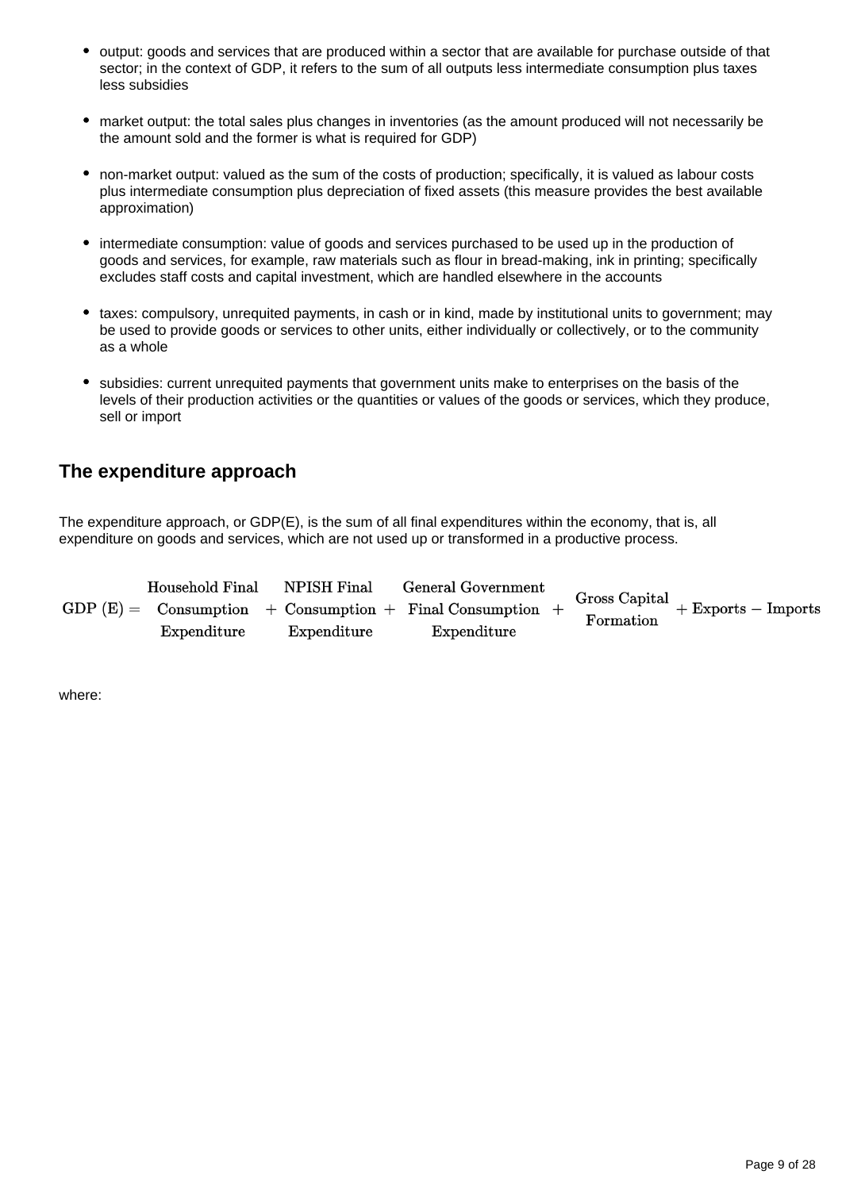- output: goods and services that are produced within a sector that are available for purchase outside of that sector; in the context of GDP, it refers to the sum of all outputs less intermediate consumption plus taxes less subsidies

- market output: the total sales plus changes in inventories (as the amount produced will not necessarily be the amount sold and the former is what is required for GDP)

- non-market output: valued as the sum of the costs of production; specifically, it is valued as labour costs plus intermediate consumption plus depreciation of fixed assets (this measure provides the best available approximation)

- intermediate consumption: value of goods and services purchased to be used up in the production of goods and services, for example, raw materials such as flour in bread-making, ink in printing; specifically excludes staff costs and capital investment, which are handled elsewhere in the accounts

- taxes: compulsory, unrequited payments, in cash or in kind, made by institutional units to government; may be used to provide goods or services to other units, either individually or collectively, or to the community as a whole

- subsidies: current unrequited payments that government units make to enterprises on the basis of the levels of their production activities or the quantities or values of the goods or services, which they produce, sell or import

## The expenditure approach

The expenditure approach, or GDP(E), is the sum of all final expenditures within the economy, that is, all expenditure on goods and services, which are not used up or transformed in a productive process.

$$\text{GDP (E)} = \begin{matrix}\text{Household Final}\\ \text{Consumption}\\ \text{Expenditure}\end{matrix} + \begin{matrix}\text{NPISH Final}\\ \text{Consumption}\\ \text{Expenditure}\end{matrix} + \begin{matrix}\text{General Government}\\ \text{Final Consumption}\\ \text{Expenditure}\end{matrix} + \begin{matrix}\text{Gross Capital}\\ \text{Formation}\end{matrix} + \text{Exports} - \text{Imports}$$

where: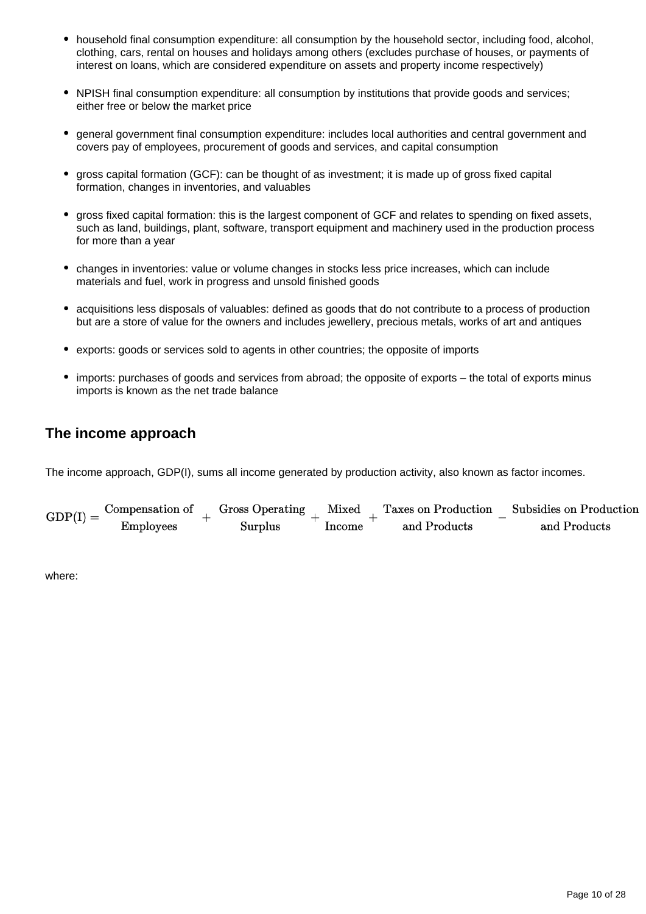- household final consumption expenditure: all consumption by the household sector, including food, alcohol, clothing, cars, rental on houses and holidays among others (excludes purchase of houses, or payments of interest on loans, which are considered expenditure on assets and property income respectively)

- NPISH final consumption expenditure: all consumption by institutions that provide goods and services; either free or below the market price

- general government final consumption expenditure: includes local authorities and central government and covers pay of employees, procurement of goods and services, and capital consumption

- gross capital formation (GCF): can be thought of as investment; it is made up of gross fixed capital formation, changes in inventories, and valuables

- gross fixed capital formation: this is the largest component of GCF and relates to spending on fixed assets, such as land, buildings, plant, software, transport equipment and machinery used in the production process for more than a year

- changes in inventories: value or volume changes in stocks less price increases, which can include materials and fuel, work in progress and unsold finished goods

- acquisitions less disposals of valuables: defined as goods that do not contribute to a process of production but are a store of value for the owners and includes jewellery, precious metals, works of art and antiques

- exports: goods or services sold to agents in other countries; the opposite of imports

- imports: purchases of goods and services from abroad; the opposite of exports – the total of exports minus imports is known as the net trade balance

## The income approach

The income approach, GDP(I), sums all income generated by production activity, also known as factor incomes.

$$\text{GDP(I)} = \begin{matrix}\text{Compensation of} \\ \text{Employees}\end{matrix} + \begin{matrix}\text{Gross Operating} \\ \text{Surplus}\end{matrix} + \begin{matrix}\text{Mixed} \\ \text{Income}\end{matrix} + \begin{matrix}\text{Taxes on Production} \\ \text{and Products}\end{matrix} - \begin{matrix}\text{Subsidies on Production} \\ \text{and Products}\end{matrix}$$

where: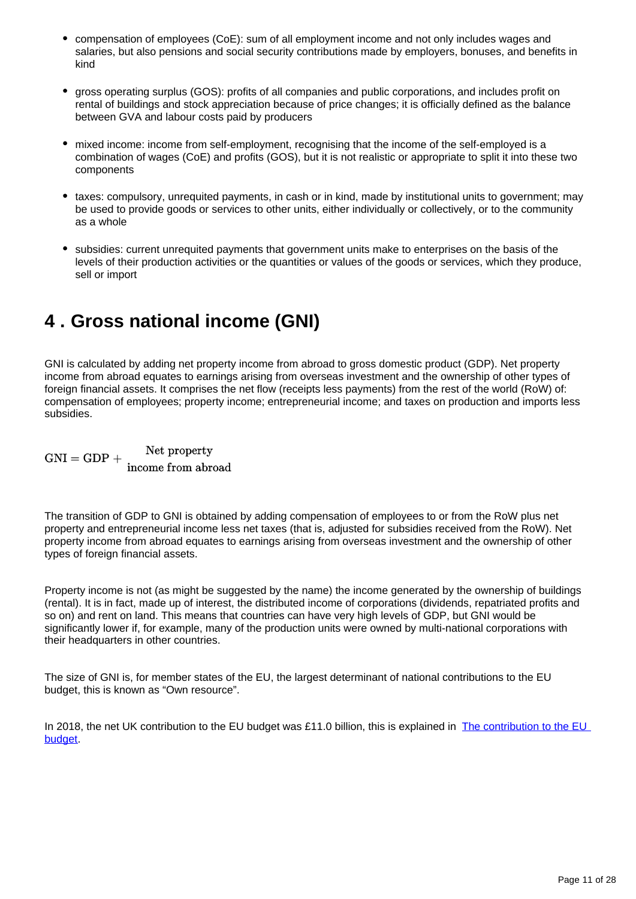- compensation of employees (CoE): sum of all employment income and not only includes wages and salaries, but also pensions and social security contributions made by employers, bonuses, and benefits in kind
- gross operating surplus (GOS): profits of all companies and public corporations, and includes profit on rental of buildings and stock appreciation because of price changes; it is officially defined as the balance between GVA and labour costs paid by producers
- mixed income: income from self-employment, recognising that the income of the self-employed is a combination of wages (CoE) and profits (GOS), but it is not realistic or appropriate to split it into these two components
- taxes: compulsory, unrequited payments, in cash or in kind, made by institutional units to government; may be used to provide goods or services to other units, either individually or collectively, or to the community as a whole
- subsidies: current unrequited payments that government units make to enterprises on the basis of the levels of their production activities or the quantities or values of the goods or services, which they produce, sell or import

## 4 . Gross national income (GNI)

GNI is calculated by adding net property income from abroad to gross domestic product (GDP). Net property income from abroad equates to earnings arising from overseas investment and the ownership of other types of foreign financial assets. It comprises the net flow (receipts less payments) from the rest of the world (RoW) of: compensation of employees; property income; entrepreneurial income; and taxes on production and imports less subsidies.

$$\text{GNI} = \text{GDP} + \begin{array}{c}\text{Net property} \\ \text{income from abroad}\end{array}$$

The transition of GDP to GNI is obtained by adding compensation of employees to or from the RoW plus net property and entrepreneurial income less net taxes (that is, adjusted for subsidies received from the RoW). Net property income from abroad equates to earnings arising from overseas investment and the ownership of other types of foreign financial assets.

Property income is not (as might be suggested by the name) the income generated by the ownership of buildings (rental). It is in fact, made up of interest, the distributed income of corporations (dividends, repatriated profits and so on) and rent on land. This means that countries can have very high levels of GDP, but GNI would be significantly lower if, for example, many of the production units were owned by multi-national corporations with their headquarters in other countries.

The size of GNI is, for member states of the EU, the largest determinant of national contributions to the EU budget, this is known as “Own resource”.

In 2018, the net UK contribution to the EU budget was £11.0 billion, this is explained in [The contribution to the EU budget](#).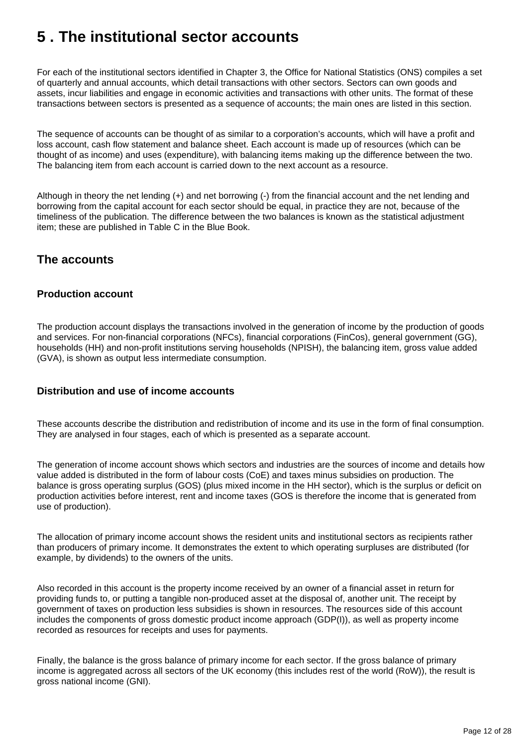# 5 . The institutional sector accounts

For each of the institutional sectors identified in Chapter 3, the Office for National Statistics (ONS) compiles a set of quarterly and annual accounts, which detail transactions with other sectors. Sectors can own goods and assets, incur liabilities and engage in economic activities and transactions with other units. The format of these transactions between sectors is presented as a sequence of accounts; the main ones are listed in this section.

The sequence of accounts can be thought of as similar to a corporation’s accounts, which will have a profit and loss account, cash flow statement and balance sheet. Each account is made up of resources (which can be thought of as income) and uses (expenditure), with balancing items making up the difference between the two. The balancing item from each account is carried down to the next account as a resource.

Although in theory the net lending (+) and net borrowing (-) from the financial account and the net lending and borrowing from the capital account for each sector should be equal, in practice they are not, because of the timeliness of the publication. The difference between the two balances is known as the statistical adjustment item; these are published in Table C in the Blue Book.

## The accounts

### Production account

The production account displays the transactions involved in the generation of income by the production of goods and services. For non-financial corporations (NFCs), financial corporations (FinCos), general government (GG), households (HH) and non-profit institutions serving households (NPISH), the balancing item, gross value added (GVA), is shown as output less intermediate consumption.

### Distribution and use of income accounts

These accounts describe the distribution and redistribution of income and its use in the form of final consumption. They are analysed in four stages, each of which is presented as a separate account.

The generation of income account shows which sectors and industries are the sources of income and details how value added is distributed in the form of labour costs (CoE) and taxes minus subsidies on production. The balance is gross operating surplus (GOS) (plus mixed income in the HH sector), which is the surplus or deficit on production activities before interest, rent and income taxes (GOS is therefore the income that is generated from use of production).

The allocation of primary income account shows the resident units and institutional sectors as recipients rather than producers of primary income. It demonstrates the extent to which operating surpluses are distributed (for example, by dividends) to the owners of the units.

Also recorded in this account is the property income received by an owner of a financial asset in return for providing funds to, or putting a tangible non-produced asset at the disposal of, another unit. The receipt by government of taxes on production less subsidies is shown in resources. The resources side of this account includes the components of gross domestic product income approach (GDP(I)), as well as property income recorded as resources for receipts and uses for payments.

Finally, the balance is the gross balance of primary income for each sector. If the gross balance of primary income is aggregated across all sectors of the UK economy (this includes rest of the world (RoW)), the result is gross national income (GNI).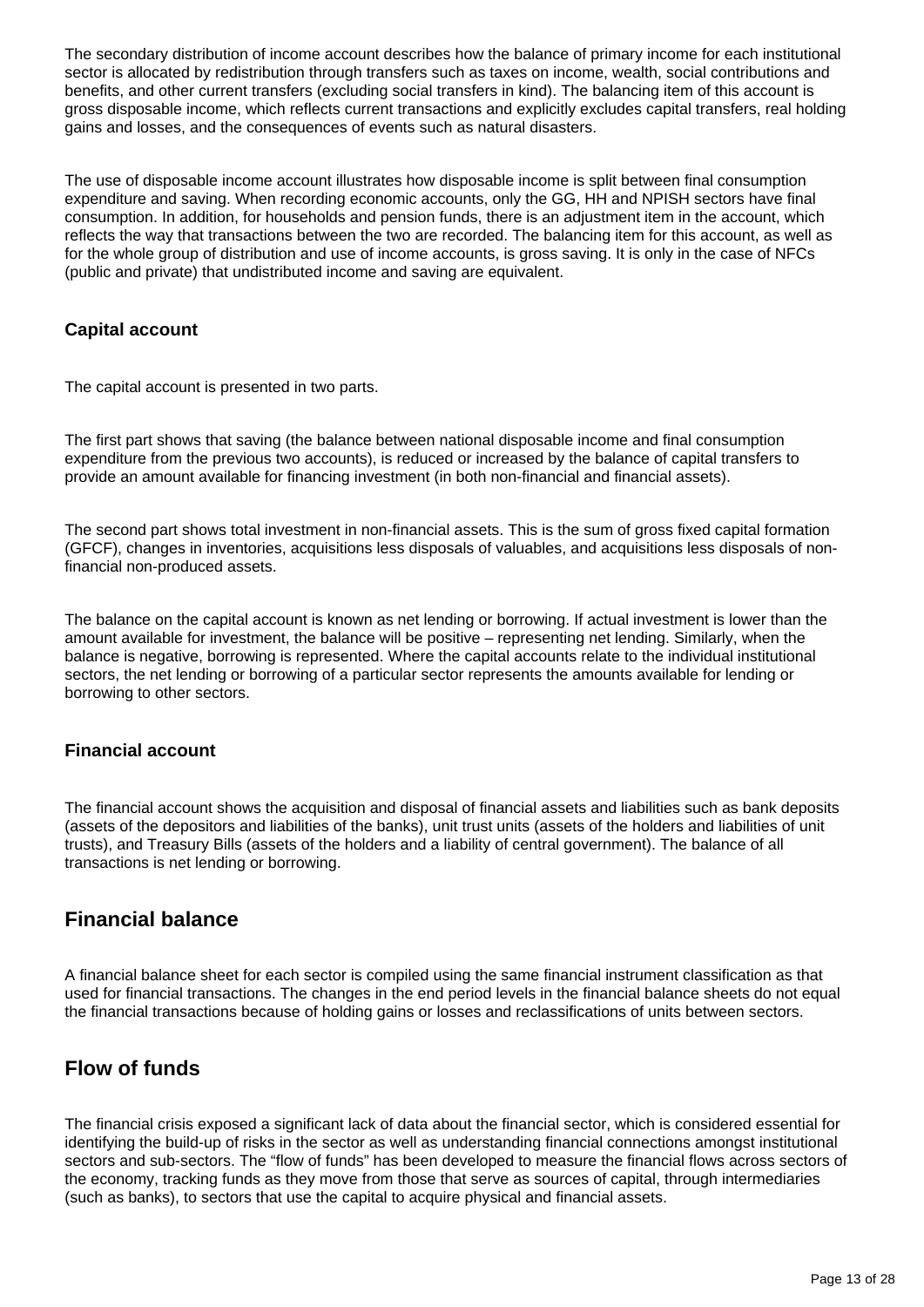The secondary distribution of income account describes how the balance of primary income for each institutional sector is allocated by redistribution through transfers such as taxes on income, wealth, social contributions and benefits, and other current transfers (excluding social transfers in kind). The balancing item of this account is gross disposable income, which reflects current transactions and explicitly excludes capital transfers, real holding gains and losses, and the consequences of events such as natural disasters.

The use of disposable income account illustrates how disposable income is split between final consumption expenditure and saving. When recording economic accounts, only the GG, HH and NPISH sectors have final consumption. In addition, for households and pension funds, there is an adjustment item in the account, which reflects the way that transactions between the two are recorded. The balancing item for this account, as well as for the whole group of distribution and use of income accounts, is gross saving. It is only in the case of NFCs (public and private) that undistributed income and saving are equivalent.

### Capital account

The capital account is presented in two parts.

The first part shows that saving (the balance between national disposable income and final consumption expenditure from the previous two accounts), is reduced or increased by the balance of capital transfers to provide an amount available for financing investment (in both non-financial and financial assets).

The second part shows total investment in non-financial assets. This is the sum of gross fixed capital formation (GFCF), changes in inventories, acquisitions less disposals of valuables, and acquisitions less disposals of non-financial non-produced assets.

The balance on the capital account is known as net lending or borrowing. If actual investment is lower than the amount available for investment, the balance will be positive – representing net lending. Similarly, when the balance is negative, borrowing is represented. Where the capital accounts relate to the individual institutional sectors, the net lending or borrowing of a particular sector represents the amounts available for lending or borrowing to other sectors.

### Financial account

The financial account shows the acquisition and disposal of financial assets and liabilities such as bank deposits (assets of the depositors and liabilities of the banks), unit trust units (assets of the holders and liabilities of unit trusts), and Treasury Bills (assets of the holders and a liability of central government). The balance of all transactions is net lending or borrowing.

## Financial balance

A financial balance sheet for each sector is compiled using the same financial instrument classification as that used for financial transactions. The changes in the end period levels in the financial balance sheets do not equal the financial transactions because of holding gains or losses and reclassifications of units between sectors.

## Flow of funds

The financial crisis exposed a significant lack of data about the financial sector, which is considered essential for identifying the build-up of risks in the sector as well as understanding financial connections amongst institutional sectors and sub-sectors. The “flow of funds” has been developed to measure the financial flows across sectors of the economy, tracking funds as they move from those that serve as sources of capital, through intermediaries (such as banks), to sectors that use the capital to acquire physical and financial assets.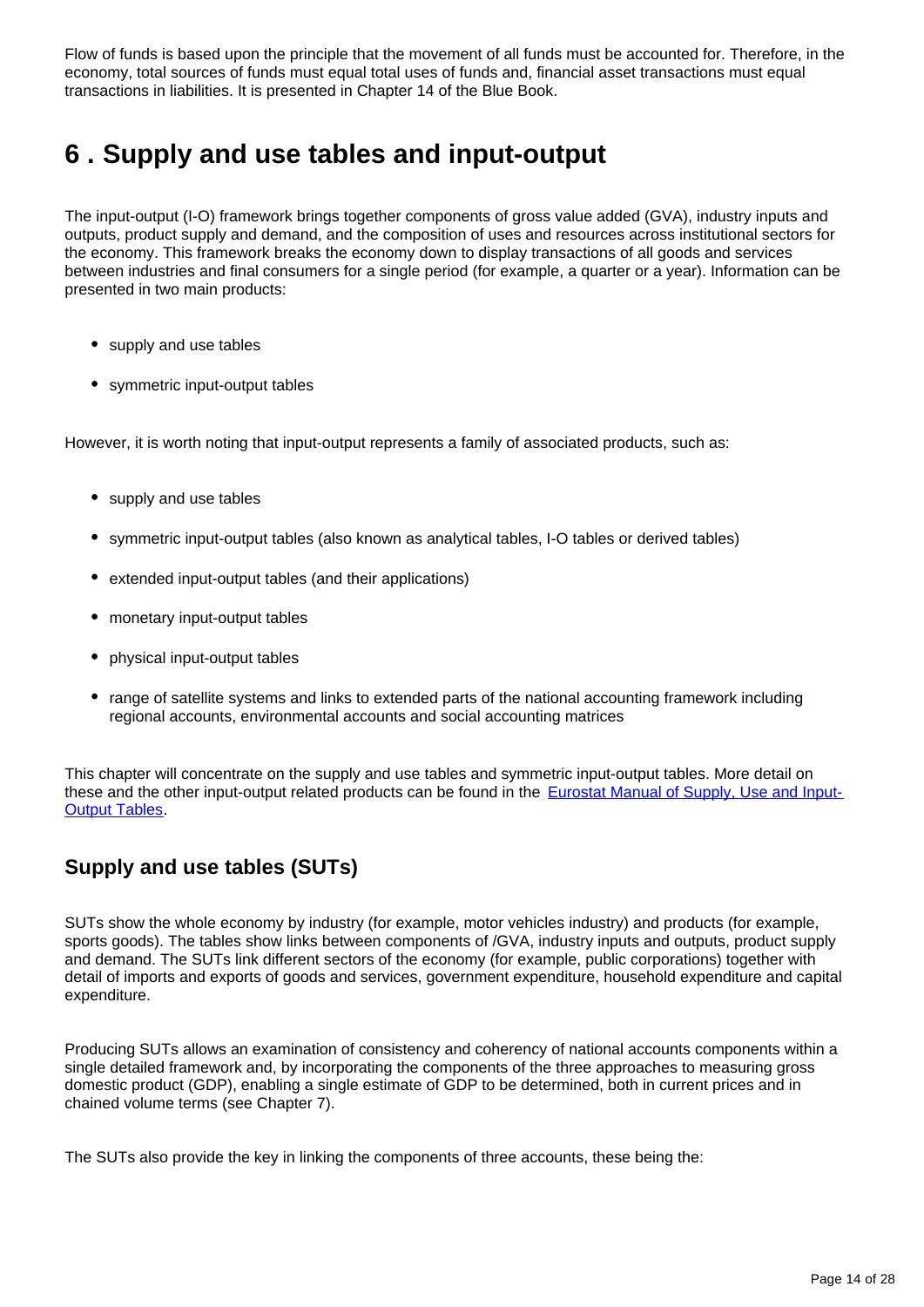Flow of funds is based upon the principle that the movement of all funds must be accounted for. Therefore, in the economy, total sources of funds must equal total uses of funds and, financial asset transactions must equal transactions in liabilities. It is presented in Chapter 14 of the Blue Book.

# 6 . Supply and use tables and input-output

The input-output (I-O) framework brings together components of gross value added (GVA), industry inputs and outputs, product supply and demand, and the composition of uses and resources across institutional sectors for the economy. This framework breaks the economy down to display transactions of all goods and services between industries and final consumers for a single period (for example, a quarter or a year). Information can be presented in two main products:

- supply and use tables
- symmetric input-output tables

However, it is worth noting that input-output represents a family of associated products, such as:

- supply and use tables
- symmetric input-output tables (also known as analytical tables, I-O tables or derived tables)
- extended input-output tables (and their applications)
- monetary input-output tables
- physical input-output tables
- range of satellite systems and links to extended parts of the national accounting framework including regional accounts, environmental accounts and social accounting matrices

This chapter will concentrate on the supply and use tables and symmetric input-output tables. More detail on these and the other input-output related products can be found in the [Eurostat Manual of Supply, Use and Input-Output Tables](#).

## Supply and use tables (SUTs)

SUTs show the whole economy by industry (for example, motor vehicles industry) and products (for example, sports goods). The tables show links between components of /GVA, industry inputs and outputs, product supply and demand. The SUTs link different sectors of the economy (for example, public corporations) together with detail of imports and exports of goods and services, government expenditure, household expenditure and capital expenditure.

Producing SUTs allows an examination of consistency and coherency of national accounts components within a single detailed framework and, by incorporating the components of the three approaches to measuring gross domestic product (GDP), enabling a single estimate of GDP to be determined, both in current prices and in chained volume terms (see Chapter 7).

The SUTs also provide the key in linking the components of three accounts, these being the: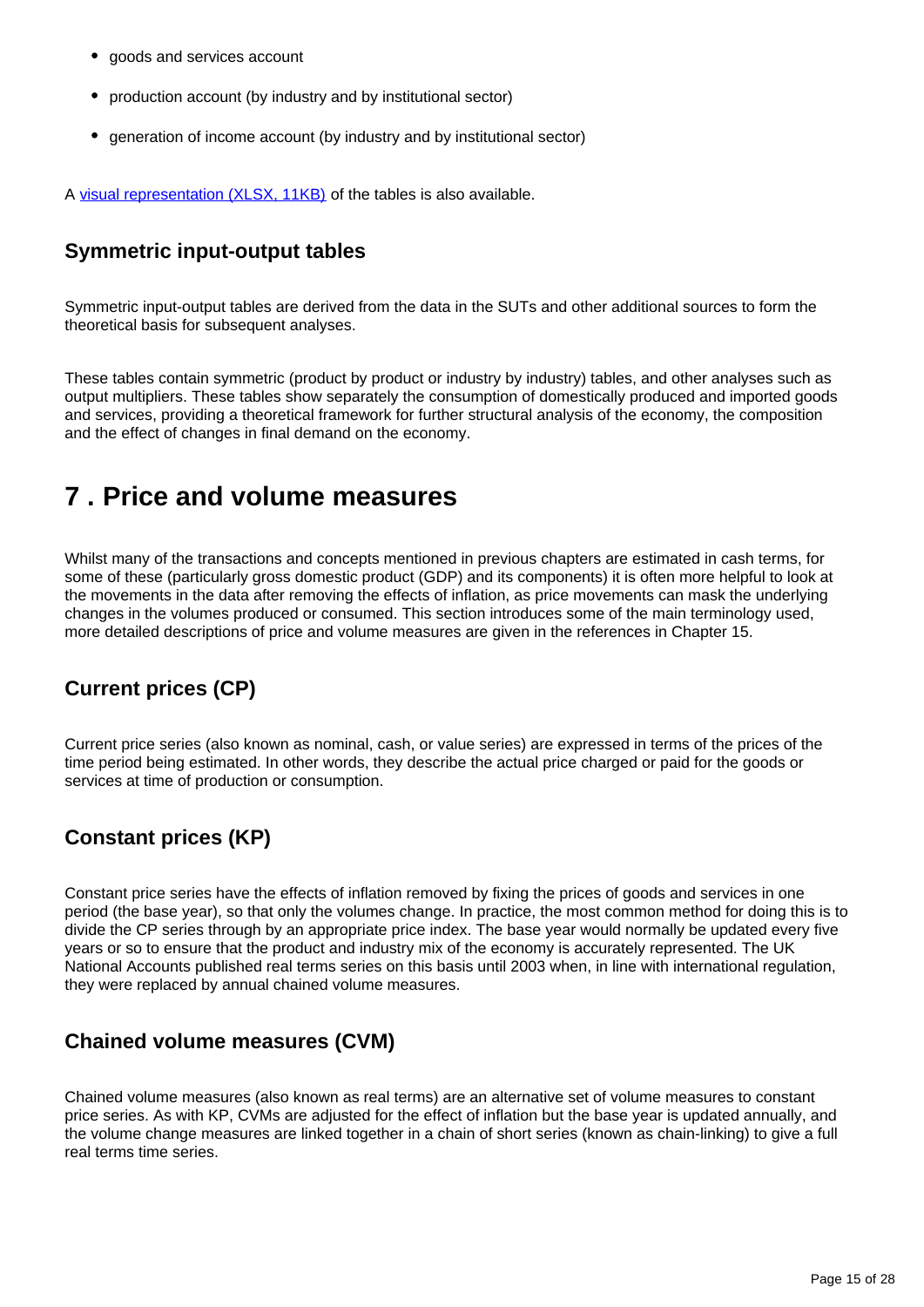- goods and services account
- production account (by industry and by institutional sector)
- generation of income account (by industry and by institutional sector)

A [visual representation (XLSX, 11KB)]() of the tables is also available.

### Symmetric input-output tables

Symmetric input-output tables are derived from the data in the SUTs and other additional sources to form the theoretical basis for subsequent analyses.

These tables contain symmetric (product by product or industry by industry) tables, and other analyses such as output multipliers. These tables show separately the consumption of domestically produced and imported goods and services, providing a theoretical framework for further structural analysis of the economy, the composition and the effect of changes in final demand on the economy.

## 7 . Price and volume measures

Whilst many of the transactions and concepts mentioned in previous chapters are estimated in cash terms, for some of these (particularly gross domestic product (GDP) and its components) it is often more helpful to look at the movements in the data after removing the effects of inflation, as price movements can mask the underlying changes in the volumes produced or consumed. This section introduces some of the main terminology used, more detailed descriptions of price and volume measures are given in the references in Chapter 15.

### Current prices (CP)

Current price series (also known as nominal, cash, or value series) are expressed in terms of the prices of the time period being estimated. In other words, they describe the actual price charged or paid for the goods or services at time of production or consumption.

### Constant prices (KP)

Constant price series have the effects of inflation removed by fixing the prices of goods and services in one period (the base year), so that only the volumes change. In practice, the most common method for doing this is to divide the CP series through by an appropriate price index. The base year would normally be updated every five years or so to ensure that the product and industry mix of the economy is accurately represented. The UK National Accounts published real terms series on this basis until 2003 when, in line with international regulation, they were replaced by annual chained volume measures.

### Chained volume measures (CVM)

Chained volume measures (also known as real terms) are an alternative set of volume measures to constant price series. As with KP, CVMs are adjusted for the effect of inflation but the base year is updated annually, and the volume change measures are linked together in a chain of short series (known as chain-linking) to give a full real terms time series.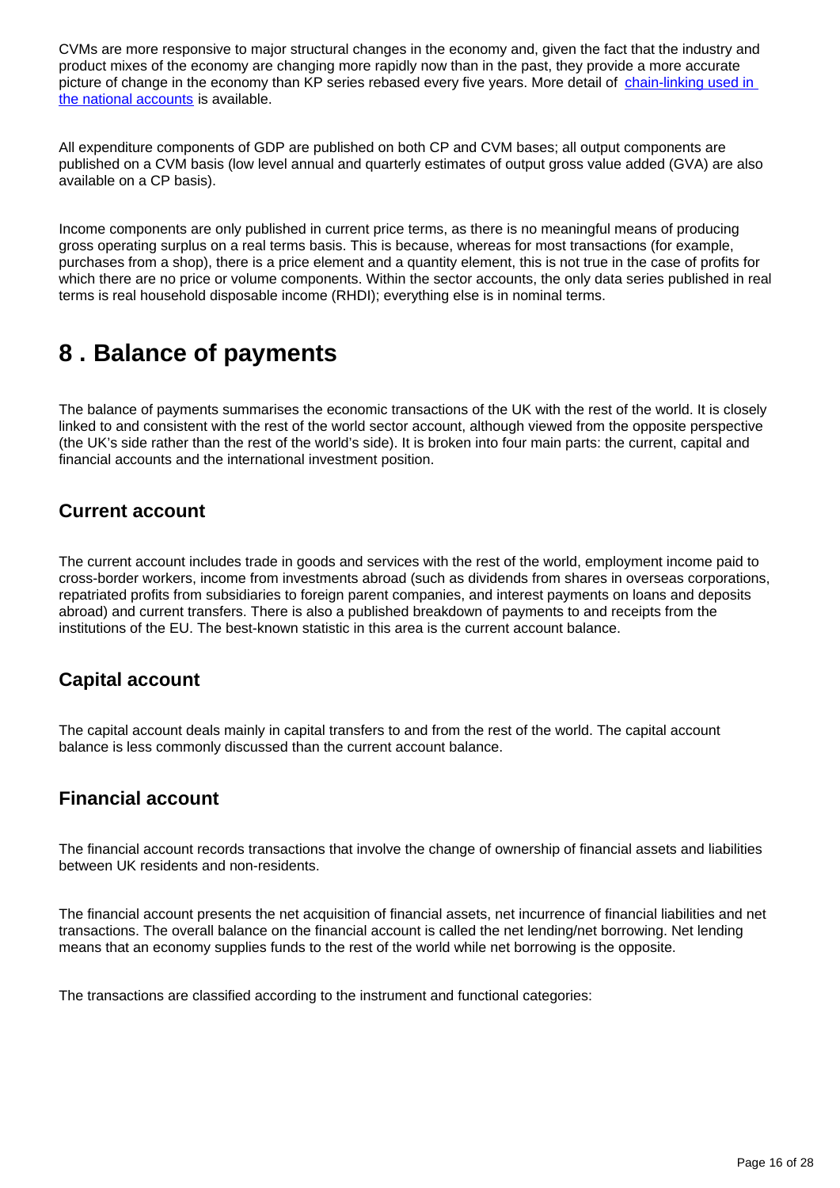CVMs are more responsive to major structural changes in the economy and, given the fact that the industry and product mixes of the economy are changing more rapidly now than in the past, they provide a more accurate picture of change in the economy than KP series rebased every five years. More detail of [chain-linking used in the national accounts]() is available.

All expenditure components of GDP are published on both CP and CVM bases; all output components are published on a CVM basis (low level annual and quarterly estimates of output gross value added (GVA) are also available on a CP basis).

Income components are only published in current price terms, as there is no meaningful means of producing gross operating surplus on a real terms basis. This is because, whereas for most transactions (for example, purchases from a shop), there is a price element and a quantity element, this is not true in the case of profits for which there are no price or volume components. Within the sector accounts, the only data series published in real terms is real household disposable income (RHDI); everything else is in nominal terms.

# 8 . Balance of payments

The balance of payments summarises the economic transactions of the UK with the rest of the world. It is closely linked to and consistent with the rest of the world sector account, although viewed from the opposite perspective (the UK's side rather than the rest of the world's side). It is broken into four main parts: the current, capital and financial accounts and the international investment position.

## Current account

The current account includes trade in goods and services with the rest of the world, employment income paid to cross-border workers, income from investments abroad (such as dividends from shares in overseas corporations, repatriated profits from subsidiaries to foreign parent companies, and interest payments on loans and deposits abroad) and current transfers. There is also a published breakdown of payments to and receipts from the institutions of the EU. The best-known statistic in this area is the current account balance.

## Capital account

The capital account deals mainly in capital transfers to and from the rest of the world. The capital account balance is less commonly discussed than the current account balance.

## Financial account

The financial account records transactions that involve the change of ownership of financial assets and liabilities between UK residents and non-residents.

The financial account presents the net acquisition of financial assets, net incurrence of financial liabilities and net transactions. The overall balance on the financial account is called the net lending/net borrowing. Net lending means that an economy supplies funds to the rest of the world while net borrowing is the opposite.

The transactions are classified according to the instrument and functional categories: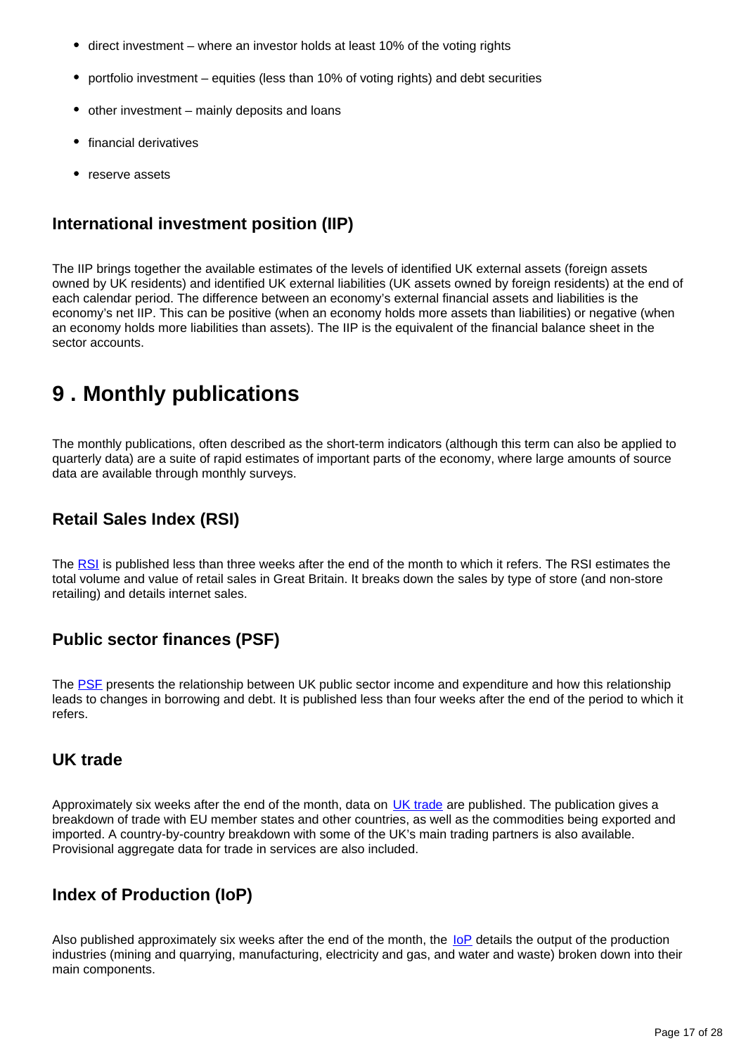- direct investment – where an investor holds at least 10% of the voting rights
- portfolio investment – equities (less than 10% of voting rights) and debt securities
- other investment – mainly deposits and loans
- financial derivatives
- reserve assets

### International investment position (IIP)

The IIP brings together the available estimates of the levels of identified UK external assets (foreign assets owned by UK residents) and identified UK external liabilities (UK assets owned by foreign residents) at the end of each calendar period. The difference between an economy's external financial assets and liabilities is the economy's net IIP. This can be positive (when an economy holds more assets than liabilities) or negative (when an economy holds more liabilities than assets). The IIP is the equivalent of the financial balance sheet in the sector accounts.

## 9 . Monthly publications

The monthly publications, often described as the short-term indicators (although this term can also be applied to quarterly data) are a suite of rapid estimates of important parts of the economy, where large amounts of source data are available through monthly surveys.

### Retail Sales Index (RSI)

The RSI is published less than three weeks after the end of the month to which it refers. The RSI estimates the total volume and value of retail sales in Great Britain. It breaks down the sales by type of store (and non-store retailing) and details internet sales.

### Public sector finances (PSF)

The PSF presents the relationship between UK public sector income and expenditure and how this relationship leads to changes in borrowing and debt. It is published less than four weeks after the end of the period to which it refers.

### UK trade

Approximately six weeks after the end of the month, data on UK trade are published. The publication gives a breakdown of trade with EU member states and other countries, as well as the commodities being exported and imported. A country-by-country breakdown with some of the UK's main trading partners is also available. Provisional aggregate data for trade in services are also included.

### Index of Production (IoP)

Also published approximately six weeks after the end of the month, the IoP details the output of the production industries (mining and quarrying, manufacturing, electricity and gas, and water and waste) broken down into their main components.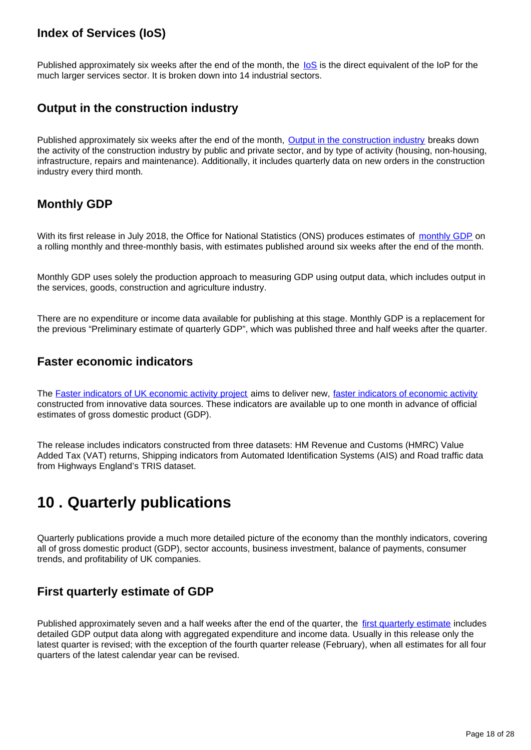### Index of Services (IoS)

Published approximately six weeks after the end of the month, the IoS is the direct equivalent of the IoP for the much larger services sector. It is broken down into 14 industrial sectors.

### Output in the construction industry

Published approximately six weeks after the end of the month, Output in the construction industry breaks down the activity of the construction industry by public and private sector, and by type of activity (housing, non-housing, infrastructure, repairs and maintenance). Additionally, it includes quarterly data on new orders in the construction industry every third month.

### Monthly GDP

With its first release in July 2018, the Office for National Statistics (ONS) produces estimates of monthly GDP on a rolling monthly and three-monthly basis, with estimates published around six weeks after the end of the month.

Monthly GDP uses solely the production approach to measuring GDP using output data, which includes output in the services, goods, construction and agriculture industry.

There are no expenditure or income data available for publishing at this stage. Monthly GDP is a replacement for the previous "Preliminary estimate of quarterly GDP", which was published three and half weeks after the quarter.

### Faster economic indicators

The Faster indicators of UK economic activity project aims to deliver new, faster indicators of economic activity constructed from innovative data sources. These indicators are available up to one month in advance of official estimates of gross domestic product (GDP).

The release includes indicators constructed from three datasets: HM Revenue and Customs (HMRC) Value Added Tax (VAT) returns, Shipping indicators from Automated Identification Systems (AIS) and Road traffic data from Highways England's TRIS dataset.

## 10 . Quarterly publications

Quarterly publications provide a much more detailed picture of the economy than the monthly indicators, covering all of gross domestic product (GDP), sector accounts, business investment, balance of payments, consumer trends, and profitability of UK companies.

### First quarterly estimate of GDP

Published approximately seven and a half weeks after the end of the quarter, the first quarterly estimate includes detailed GDP output data along with aggregated expenditure and income data. Usually in this release only the latest quarter is revised; with the exception of the fourth quarter release (February), when all estimates for all four quarters of the latest calendar year can be revised.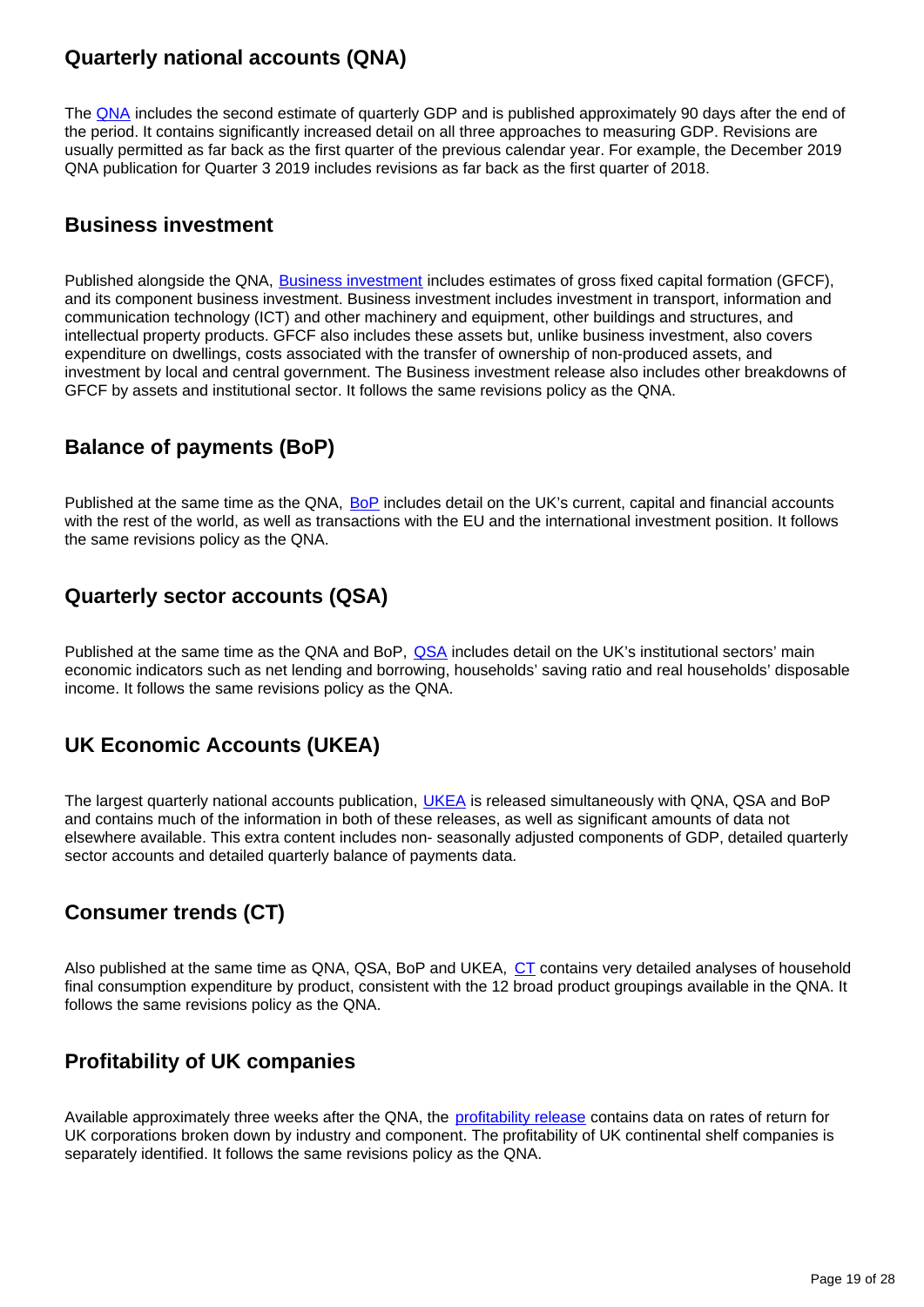## Quarterly national accounts (QNA)

The QNA includes the second estimate of quarterly GDP and is published approximately 90 days after the end of the period. It contains significantly increased detail on all three approaches to measuring GDP. Revisions are usually permitted as far back as the first quarter of the previous calendar year. For example, the December 2019 QNA publication for Quarter 3 2019 includes revisions as far back as the first quarter of 2018.

## Business investment

Published alongside the QNA, Business investment includes estimates of gross fixed capital formation (GFCF), and its component business investment. Business investment includes investment in transport, information and communication technology (ICT) and other machinery and equipment, other buildings and structures, and intellectual property products. GFCF also includes these assets but, unlike business investment, also covers expenditure on dwellings, costs associated with the transfer of ownership of non-produced assets, and investment by local and central government. The Business investment release also includes other breakdowns of GFCF by assets and institutional sector. It follows the same revisions policy as the QNA.

## Balance of payments (BoP)

Published at the same time as the QNA, BoP includes detail on the UK's current, capital and financial accounts with the rest of the world, as well as transactions with the EU and the international investment position. It follows the same revisions policy as the QNA.

## Quarterly sector accounts (QSA)

Published at the same time as the QNA and BoP, QSA includes detail on the UK's institutional sectors' main economic indicators such as net lending and borrowing, households' saving ratio and real households' disposable income. It follows the same revisions policy as the QNA.

## UK Economic Accounts (UKEA)

The largest quarterly national accounts publication, UKEA is released simultaneously with QNA, QSA and BoP and contains much of the information in both of these releases, as well as significant amounts of data not elsewhere available. This extra content includes non- seasonally adjusted components of GDP, detailed quarterly sector accounts and detailed quarterly balance of payments data.

## Consumer trends (CT)

Also published at the same time as QNA, QSA, BoP and UKEA, CT contains very detailed analyses of household final consumption expenditure by product, consistent with the 12 broad product groupings available in the QNA. It follows the same revisions policy as the QNA.

## Profitability of UK companies

Available approximately three weeks after the QNA, the profitability release contains data on rates of return for UK corporations broken down by industry and component. The profitability of UK continental shelf companies is separately identified. It follows the same revisions policy as the QNA.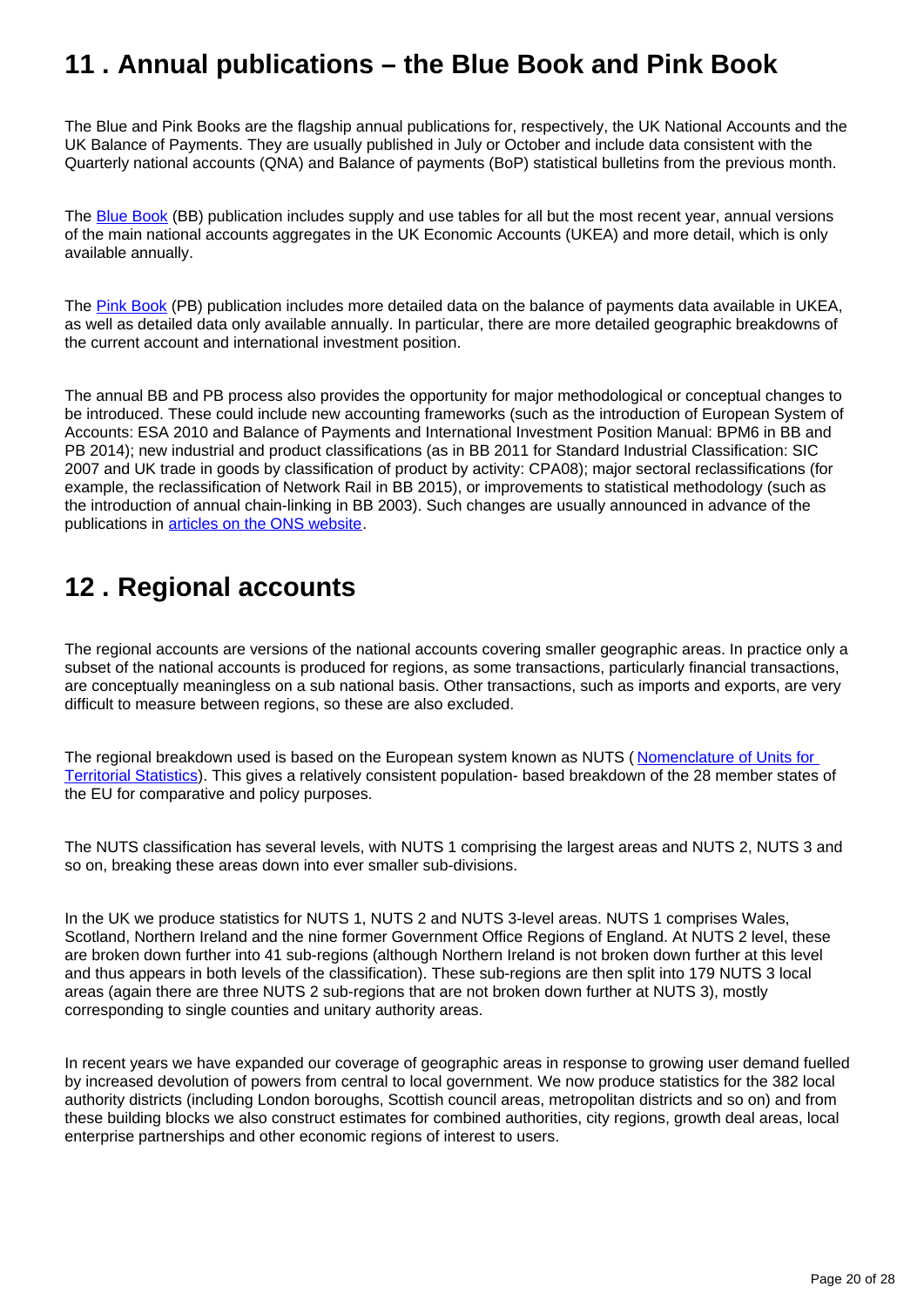## 11 . Annual publications – the Blue Book and Pink Book

The Blue and Pink Books are the flagship annual publications for, respectively, the UK National Accounts and the UK Balance of Payments. They are usually published in July or October and include data consistent with the Quarterly national accounts (QNA) and Balance of payments (BoP) statistical bulletins from the previous month.

The Blue Book (BB) publication includes supply and use tables for all but the most recent year, annual versions of the main national accounts aggregates in the UK Economic Accounts (UKEA) and more detail, which is only available annually.

The Pink Book (PB) publication includes more detailed data on the balance of payments data available in UKEA, as well as detailed data only available annually. In particular, there are more detailed geographic breakdowns of the current account and international investment position.

The annual BB and PB process also provides the opportunity for major methodological or conceptual changes to be introduced. These could include new accounting frameworks (such as the introduction of European System of Accounts: ESA 2010 and Balance of Payments and International Investment Position Manual: BPM6 in BB and PB 2014); new industrial and product classifications (as in BB 2011 for Standard Industrial Classification: SIC 2007 and UK trade in goods by classification of product by activity: CPA08); major sectoral reclassifications (for example, the reclassification of Network Rail in BB 2015), or improvements to statistical methodology (such as the introduction of annual chain-linking in BB 2003). Such changes are usually announced in advance of the publications in articles on the ONS website.

## 12 . Regional accounts

The regional accounts are versions of the national accounts covering smaller geographic areas. In practice only a subset of the national accounts is produced for regions, as some transactions, particularly financial transactions, are conceptually meaningless on a sub national basis. Other transactions, such as imports and exports, are very difficult to measure between regions, so these are also excluded.

The regional breakdown used is based on the European system known as NUTS ( Nomenclature of Units for Territorial Statistics). This gives a relatively consistent population- based breakdown of the 28 member states of the EU for comparative and policy purposes.

The NUTS classification has several levels, with NUTS 1 comprising the largest areas and NUTS 2, NUTS 3 and so on, breaking these areas down into ever smaller sub-divisions.

In the UK we produce statistics for NUTS 1, NUTS 2 and NUTS 3-level areas. NUTS 1 comprises Wales, Scotland, Northern Ireland and the nine former Government Office Regions of England. At NUTS 2 level, these are broken down further into 41 sub-regions (although Northern Ireland is not broken down further at this level and thus appears in both levels of the classification). These sub-regions are then split into 179 NUTS 3 local areas (again there are three NUTS 2 sub-regions that are not broken down further at NUTS 3), mostly corresponding to single counties and unitary authority areas.

In recent years we have expanded our coverage of geographic areas in response to growing user demand fuelled by increased devolution of powers from central to local government. We now produce statistics for the 382 local authority districts (including London boroughs, Scottish council areas, metropolitan districts and so on) and from these building blocks we also construct estimates for combined authorities, city regions, growth deal areas, local enterprise partnerships and other economic regions of interest to users.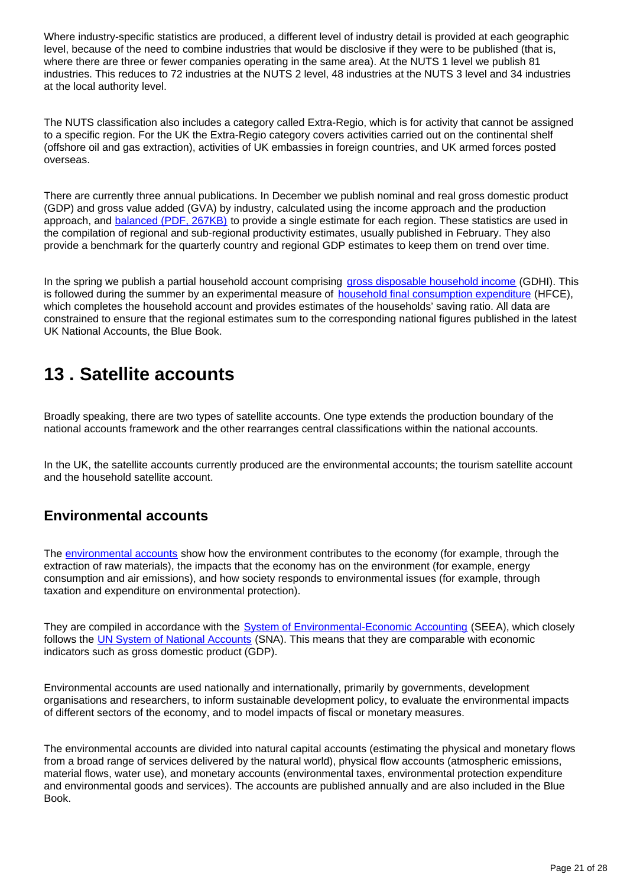Where industry-specific statistics are produced, a different level of industry detail is provided at each geographic level, because of the need to combine industries that would be disclosive if they were to be published (that is, where there are three or fewer companies operating in the same area). At the NUTS 1 level we publish 81 industries. This reduces to 72 industries at the NUTS 2 level, 48 industries at the NUTS 3 level and 34 industries at the local authority level.

The NUTS classification also includes a category called Extra-Regio, which is for activity that cannot be assigned to a specific region. For the UK the Extra-Regio category covers activities carried out on the continental shelf (offshore oil and gas extraction), activities of UK embassies in foreign countries, and UK armed forces posted overseas.

There are currently three annual publications. In December we publish nominal and real gross domestic product (GDP) and gross value added (GVA) by industry, calculated using the income approach and the production approach, and balanced (PDF, 267KB) to provide a single estimate for each region. These statistics are used in the compilation of regional and sub-regional productivity estimates, usually published in February. They also provide a benchmark for the quarterly country and regional GDP estimates to keep them on trend over time.

In the spring we publish a partial household account comprising gross disposable household income (GDHI). This is followed during the summer by an experimental measure of household final consumption expenditure (HFCE), which completes the household account and provides estimates of the households' saving ratio. All data are constrained to ensure that the regional estimates sum to the corresponding national figures published in the latest UK National Accounts, the Blue Book.

# 13 . Satellite accounts

Broadly speaking, there are two types of satellite accounts. One type extends the production boundary of the national accounts framework and the other rearranges central classifications within the national accounts.

In the UK, the satellite accounts currently produced are the environmental accounts; the tourism satellite account and the household satellite account.

## Environmental accounts

The environmental accounts show how the environment contributes to the economy (for example, through the extraction of raw materials), the impacts that the economy has on the environment (for example, energy consumption and air emissions), and how society responds to environmental issues (for example, through taxation and expenditure on environmental protection).

They are compiled in accordance with the System of Environmental-Economic Accounting (SEEA), which closely follows the UN System of National Accounts (SNA). This means that they are comparable with economic indicators such as gross domestic product (GDP).

Environmental accounts are used nationally and internationally, primarily by governments, development organisations and researchers, to inform sustainable development policy, to evaluate the environmental impacts of different sectors of the economy, and to model impacts of fiscal or monetary measures.

The environmental accounts are divided into natural capital accounts (estimating the physical and monetary flows from a broad range of services delivered by the natural world), physical flow accounts (atmospheric emissions, material flows, water use), and monetary accounts (environmental taxes, environmental protection expenditure and environmental goods and services). The accounts are published annually and are also included in the Blue Book.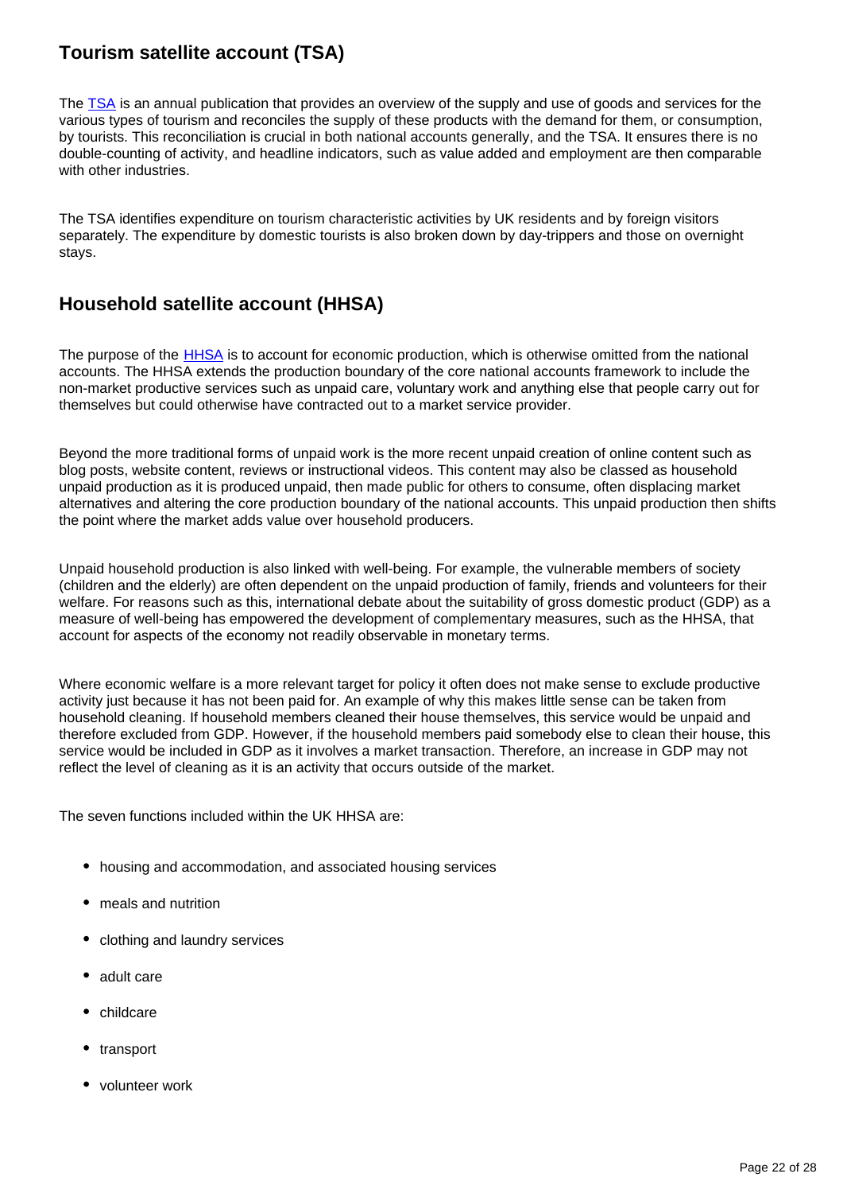## Tourism satellite account (TSA)

The TSA is an annual publication that provides an overview of the supply and use of goods and services for the various types of tourism and reconciles the supply of these products with the demand for them, or consumption, by tourists. This reconciliation is crucial in both national accounts generally, and the TSA. It ensures there is no double-counting of activity, and headline indicators, such as value added and employment are then comparable with other industries.

The TSA identifies expenditure on tourism characteristic activities by UK residents and by foreign visitors separately. The expenditure by domestic tourists is also broken down by day-trippers and those on overnight stays.

## Household satellite account (HHSA)

The purpose of the HHSA is to account for economic production, which is otherwise omitted from the national accounts. The HHSA extends the production boundary of the core national accounts framework to include the non-market productive services such as unpaid care, voluntary work and anything else that people carry out for themselves but could otherwise have contracted out to a market service provider.

Beyond the more traditional forms of unpaid work is the more recent unpaid creation of online content such as blog posts, website content, reviews or instructional videos. This content may also be classed as household unpaid production as it is produced unpaid, then made public for others to consume, often displacing market alternatives and altering the core production boundary of the national accounts. This unpaid production then shifts the point where the market adds value over household producers.

Unpaid household production is also linked with well-being. For example, the vulnerable members of society (children and the elderly) are often dependent on the unpaid production of family, friends and volunteers for their welfare. For reasons such as this, international debate about the suitability of gross domestic product (GDP) as a measure of well-being has empowered the development of complementary measures, such as the HHSA, that account for aspects of the economy not readily observable in monetary terms.

Where economic welfare is a more relevant target for policy it often does not make sense to exclude productive activity just because it has not been paid for. An example of why this makes little sense can be taken from household cleaning. If household members cleaned their house themselves, this service would be unpaid and therefore excluded from GDP. However, if the household members paid somebody else to clean their house, this service would be included in GDP as it involves a market transaction. Therefore, an increase in GDP may not reflect the level of cleaning as it is an activity that occurs outside of the market.

The seven functions included within the UK HHSA are:

- housing and accommodation, and associated housing services
- meals and nutrition
- clothing and laundry services
- adult care
- childcare
- transport
- volunteer work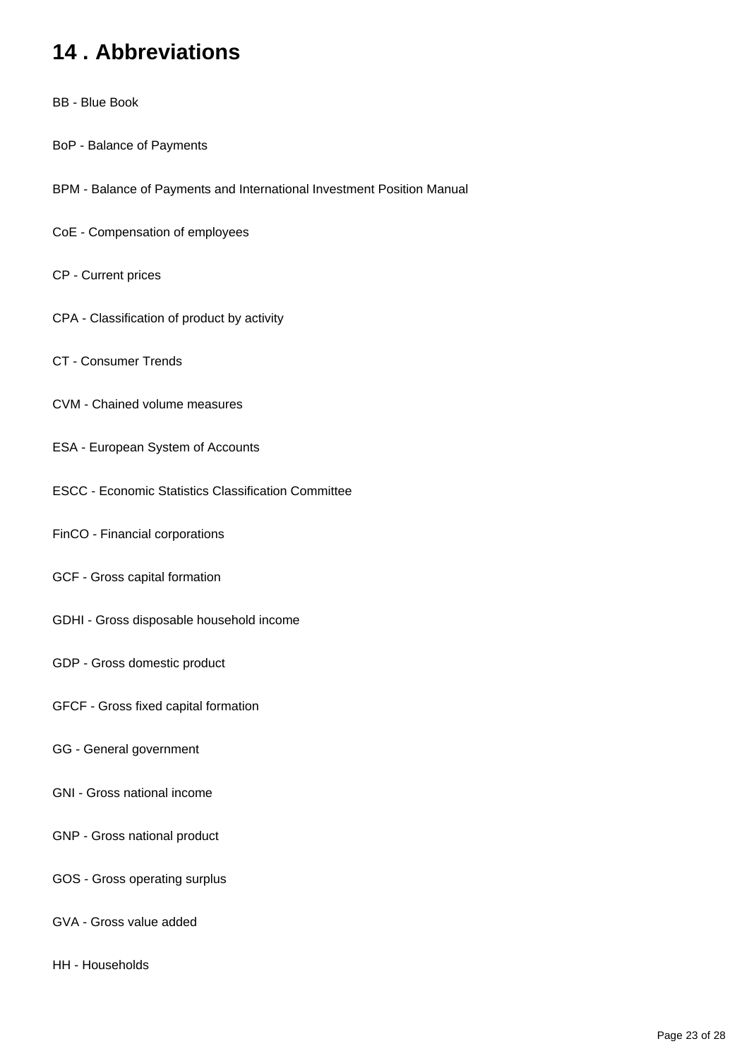# 14 . Abbreviations

BB - Blue Book

BoP - Balance of Payments

BPM - Balance of Payments and International Investment Position Manual

CoE - Compensation of employees

CP - Current prices

CPA - Classification of product by activity

CT - Consumer Trends

CVM - Chained volume measures

ESA - European System of Accounts

ESCC - Economic Statistics Classification Committee

FinCO - Financial corporations

GCF - Gross capital formation

GDHI - Gross disposable household income

GDP - Gross domestic product

GFCF - Gross fixed capital formation

GG - General government

GNI - Gross national income

GNP - Gross national product

GOS - Gross operating surplus

GVA - Gross value added

HH - Households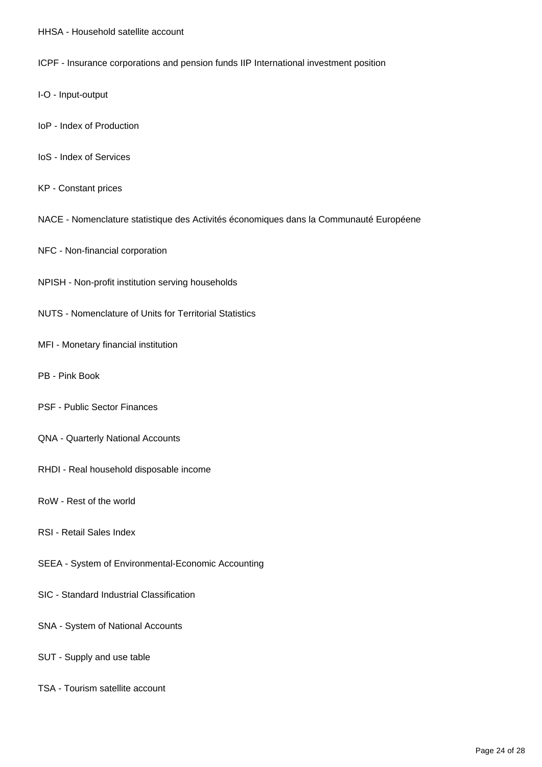HHSA - Household satellite account

ICPF - Insurance corporations and pension funds IIP International investment position

I-O - Input-output

IoP - Index of Production

IoS - Index of Services

KP - Constant prices

NACE - Nomenclature statistique des Activités économiques dans la Communauté Européene

NFC - Non-financial corporation

NPISH - Non-profit institution serving households

NUTS - Nomenclature of Units for Territorial Statistics

MFI - Monetary financial institution

PB - Pink Book

PSF - Public Sector Finances

QNA - Quarterly National Accounts

RHDI - Real household disposable income

RoW - Rest of the world

RSI - Retail Sales Index

SEEA - System of Environmental-Economic Accounting

SIC - Standard Industrial Classification

SNA - System of National Accounts

SUT - Supply and use table

TSA - Tourism satellite account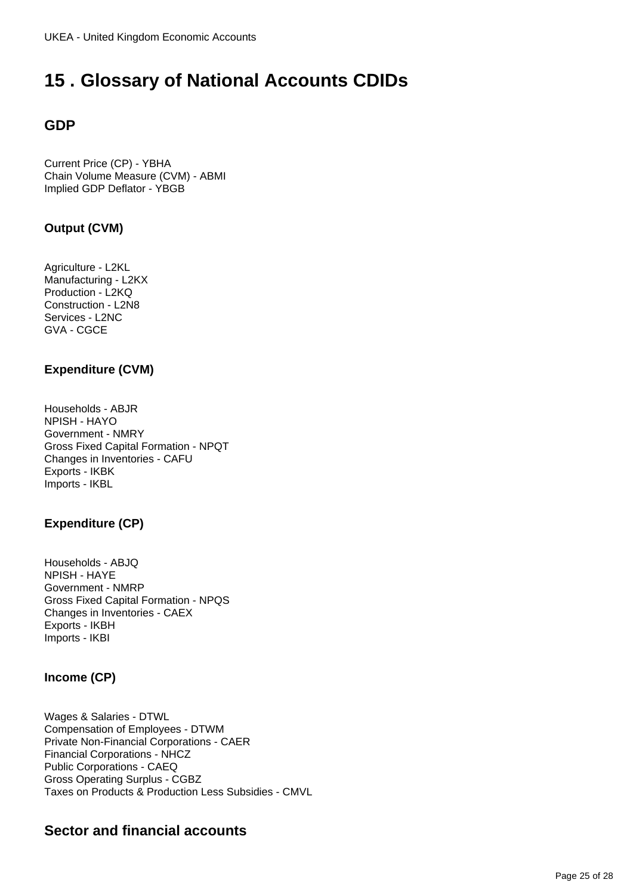# 15 . Glossary of National Accounts CDIDs

## GDP

Current Price (CP) - YBHA
Chain Volume Measure (CVM) - ABMI
Implied GDP Deflator - YBGB

### Output (CVM)

Agriculture - L2KL
Manufacturing - L2KX
Production - L2KQ
Construction - L2N8
Services - L2NC
GVA - CGCE

### Expenditure (CVM)

Households - ABJR
NPISH - HAYO
Government - NMRY
Gross Fixed Capital Formation - NPQT
Changes in Inventories - CAFU
Exports - IKBK
Imports - IKBL

### Expenditure (CP)

Households - ABJQ
NPISH - HAYE
Government - NMRP
Gross Fixed Capital Formation - NPQS
Changes in Inventories - CAEX
Exports - IKBH
Imports - IKBI

### Income (CP)

Wages & Salaries - DTWL
Compensation of Employees - DTWM
Private Non-Financial Corporations - CAER
Financial Corporations - NHCZ
Public Corporations - CAEQ
Gross Operating Surplus - CGBZ
Taxes on Products & Production Less Subsidies - CMVL

## Sector and financial accounts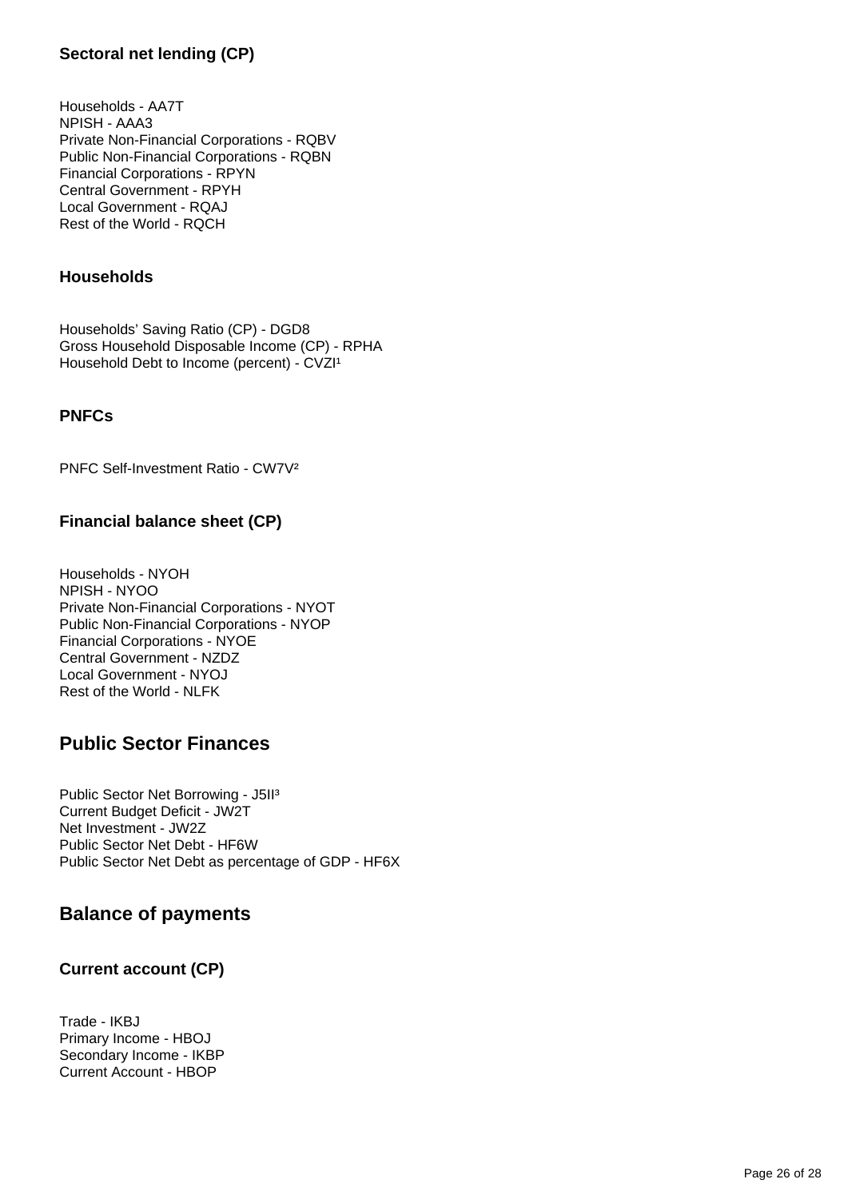### Sectoral net lending (CP)

Households - AA7T
NPISH - AAA3
Private Non-Financial Corporations - RQBV
Public Non-Financial Corporations - RQBN
Financial Corporations - RPYN
Central Government - RPYH
Local Government - RQAJ
Rest of the World - RQCH

### Households

Households' Saving Ratio (CP) - DGD8
Gross Household Disposable Income (CP) - RPHA
Household Debt to Income (percent) - CVZI[1]

### PNFCs

PNFC Self-Investment Ratio - CW7V[2]

### Financial balance sheet (CP)

Households - NYOH
NPISH - NYOO
Private Non-Financial Corporations - NYOT
Public Non-Financial Corporations - NYOP
Financial Corporations - NYOE
Central Government - NZDZ
Local Government - NYOJ
Rest of the World - NLFK

## Public Sector Finances

Public Sector Net Borrowing - J5II[3]
Current Budget Deficit - JW2T
Net Investment - JW2Z
Public Sector Net Debt - HF6W
Public Sector Net Debt as percentage of GDP - HF6X

## Balance of payments

### Current account (CP)

Trade - IKBJ
Primary Income - HBOJ
Secondary Income - IKBP
Current Account - HBOP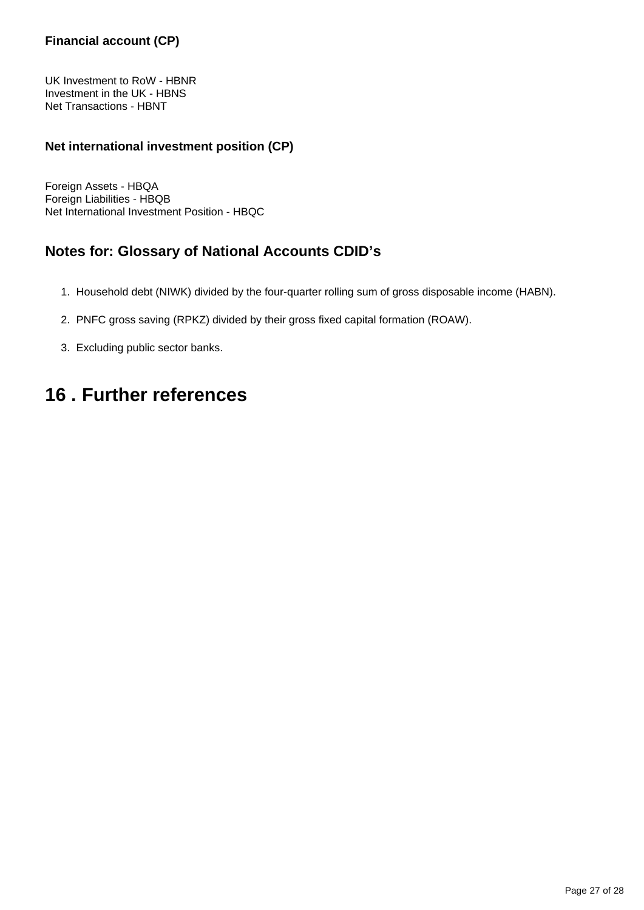### Financial account (CP)

UK Investment to RoW - HBNR
Investment in the UK - HBNS
Net Transactions - HBNT

### Net international investment position (CP)

Foreign Assets - HBQA
Foreign Liabilities - HBQB
Net International Investment Position - HBQC

## Notes for: Glossary of National Accounts CDID’s

1. Household debt (NIWK) divided by the four-quarter rolling sum of gross disposable income (HABN).

2. PNFC gross saving (RPKZ) divided by their gross fixed capital formation (ROAW).

3. Excluding public sector banks.

# 16 . Further references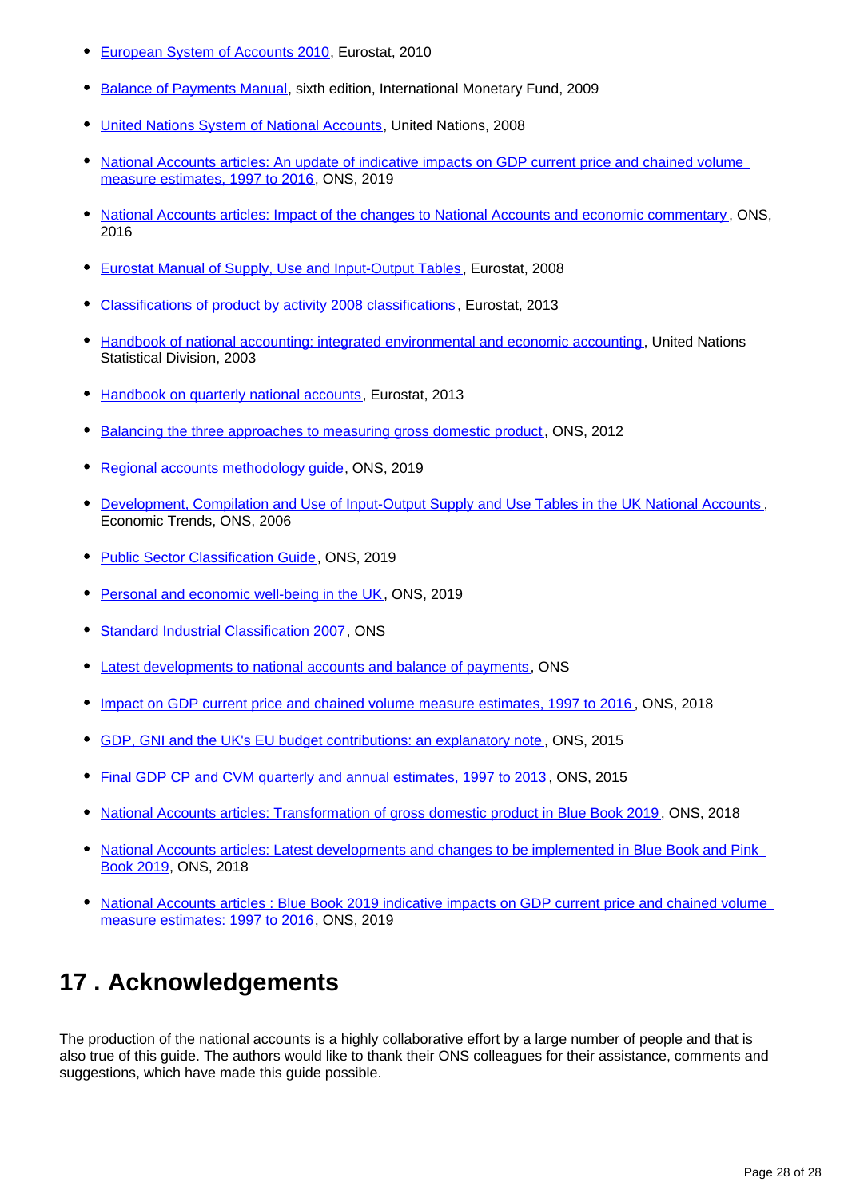- European System of Accounts 2010, Eurostat, 2010
- Balance of Payments Manual, sixth edition, International Monetary Fund, 2009
- United Nations System of National Accounts, United Nations, 2008
- National Accounts articles: An update of indicative impacts on GDP current price and chained volume measure estimates, 1997 to 2016, ONS, 2019
- National Accounts articles: Impact of the changes to National Accounts and economic commentary, ONS, 2016
- Eurostat Manual of Supply, Use and Input-Output Tables, Eurostat, 2008
- Classifications of product by activity 2008 classifications, Eurostat, 2013
- Handbook of national accounting: integrated environmental and economic accounting, United Nations Statistical Division, 2003
- Handbook on quarterly national accounts, Eurostat, 2013
- Balancing the three approaches to measuring gross domestic product, ONS, 2012
- Regional accounts methodology guide, ONS, 2019
- Development, Compilation and Use of Input-Output Supply and Use Tables in the UK National Accounts, Economic Trends, ONS, 2006
- Public Sector Classification Guide, ONS, 2019
- Personal and economic well-being in the UK, ONS, 2019
- Standard Industrial Classification 2007, ONS
- Latest developments to national accounts and balance of payments, ONS
- Impact on GDP current price and chained volume measure estimates, 1997 to 2016, ONS, 2018
- GDP, GNI and the UK's EU budget contributions: an explanatory note, ONS, 2015
- Final GDP CP and CVM quarterly and annual estimates, 1997 to 2013, ONS, 2015
- National Accounts articles: Transformation of gross domestic product in Blue Book 2019, ONS, 2018
- National Accounts articles: Latest developments and changes to be implemented in Blue Book and Pink Book 2019, ONS, 2018
- National Accounts articles : Blue Book 2019 indicative impacts on GDP current price and chained volume measure estimates: 1997 to 2016, ONS, 2019

## 17 . Acknowledgements

The production of the national accounts is a highly collaborative effort by a large number of people and that is also true of this guide. The authors would like to thank their ONS colleagues for their assistance, comments and suggestions, which have made this guide possible.